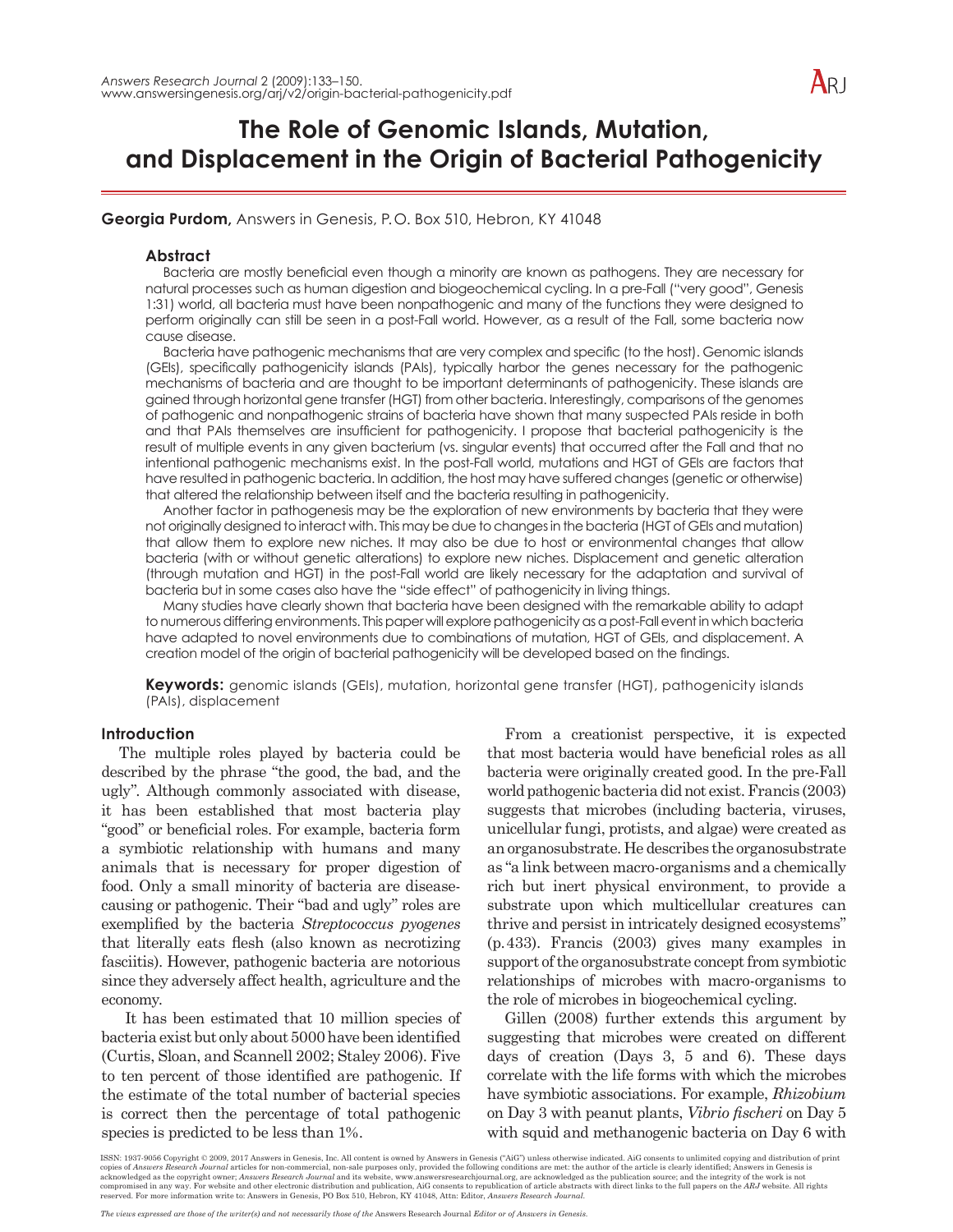# The Role of Genomic Islands, Mutation, and Displacement in the Origin of Bacterial Pathogenicity

**Georgia Purdom,** Answers in Genesis, P.O. Box 510, Hebron, KY 41048

## Abstract

Bacteria are mostly beneficial even though a minority are known as pathogens. They are necessary for natural processes such as human digestion and biogeochemical cycling. In a pre-Fall ("very good", Genesis 1:31) world, all bacteria must have been nonpathogenic and many of the functions they were designed to perform originally can still be seen in a post-Fall world. However, as a result of the Fall, some bacteria now cause disease.

Bacteria have pathogenic mechanisms that are very complex and specific (to the host). Genomic islands (GEIs), specifically pathogenicity islands (PAIs), typically harbor the genes necessary for the pathogenic mechanisms of bacteria and are thought to be important determinants of pathogenicity. These islands are gained through horizontal gene transfer (HGT) from other bacteria. Interestingly, comparisons of the genomes of pathogenic and nonpathogenic strains of bacteria have shown that many suspected PAIs reside in both and that PAIs themselves are insufficient for pathogenicity. I propose that bacterial pathogenicity is the result of multiple events in any given bacterium (vs. singular events) that occurred after the Fall and that no intentional pathogenic mechanisms exist. In the post-Fall world, mutations and HGT of GEIs are factors that have resulted in pathogenic bacteria. In addition, the host may have suffered changes (genetic or otherwise) that altered the relationship between itself and the bacteria resulting in pathogenicity.

Another factor in pathogenesis may be the exploration of new environments by bacteria that they were not originally designed to interact with. This may be due to changes in the bacteria (HGT of GEIs and mutation) that allow them to explore new niches. It may also be due to host or environmental changes that allow bacteria (with or without genetic alterations) to explore new niches. Displacement and genetic alteration (through mutation and HGT) in the post-Fall world are likely necessary for the adaptation and survival of bacteria but in some cases also have the "side effect" of pathogenicity in living things.

Many studies have clearly shown that bacteria have been designed with the remarkable ability to adapt to numerous differing environments. This paper will explore pathogenicity as a post-Fall event in which bacteria have adapted to novel environments due to combinations of mutation, HGT of GEIs, and displacement. A creation model of the origin of bacterial pathogenicity will be developed based on the findings.

**Keywords:** genomic islands (GEIs), mutation, horizontal gene transfer (HGT), pathogenicity islands (PAIs), displacement

## Introduction

The multiple roles played by bacteria could be described by the phrase "the good, the bad, and the ugly". Although commonly associated with disease, it has been established that most bacteria play "good" or beneficial roles. For example, bacteria form a symbiotic relationship with humans and many animals that is necessary for proper digestion of food. Only a small minority of bacteria are disease-causing or pathogenic. Their "bad and ugly" roles are exemplified by the bacteria *Streptococcus pyogenes* that literally eats flesh (also known as necrotizing fasciitis). However, pathogenic bacteria are notorious since they adversely affect health, agriculture and the economy.

It has been estimated that 10 million species of bacteria exist but only about 5000 have been identified (Curtis, Sloan, and Scannell 2002; Staley 2006). Five to ten percent of those identified are pathogenic. If the estimate of the total number of bacterial species is correct then the percentage of total pathogenic species is predicted to be less than 1%.

From a creationist perspective, it is expected that most bacteria would have beneficial roles as all bacteria were originally created good. In the pre-Fall world pathogenic bacteria did not exist. Francis (2003) suggests that microbes (including bacteria, viruses, unicellular fungi, protists, and algae) were created as an organosubstrate. He describes the organosubstrate as "a link between macro-organisms and a chemically rich but inert physical environment, to provide a substrate upon which multicellular creatures can thrive and persist in intricately designed ecosystems" (p. 433). Francis (2003) gives many examples in support of the organosubstrate concept from symbiotic relationships of microbes with macro-organisms to the role of microbes in biogeochemical cycling.

Gillen (2008) further extends this argument by suggesting that microbes were created on different days of creation (Days 3, 5 and 6). These days correlate with the life forms with which the microbes have symbiotic associations. For example, *Rhizobium* on Day 3 with peanut plants, *Vibrio fischeri* on Day 5 with squid and methanogenic bacteria on Day 6 with

ISSN: 1937-9056 Copyright © 2009, 2017 Answers in Genesis, Inc. All content is owned by Answers in Genesis ("AiG") unless otherwise indicated. AiG consents to unlimited copying and distribution of print copies of *Answers Research Journal* articles for non-commercial, non-sale purposes only, provided the following conditions are met: the author of the article is clearly identified; Answers in Genesis is acknowledged as the copyright owner; *Answers Research Journal* and its website, www.answersresearchjournal.org, are acknowledged as the publication source; and the integrity of the work is not compromised in any way. For website and other electronic distribution and publication, AiG consents to republication of article abstracts with direct links to the full papers on the *ARJ* website. All rights reserved. For more information write to: Answers in Genesis, PO Box 510, Hebron, KY 41048, Attn: Editor, *Answers Research Journal.*

*The views expressed are those of the writer(s) and not necessarily those of the* Answers Research Journal *Editor or of Answers in Genesis.*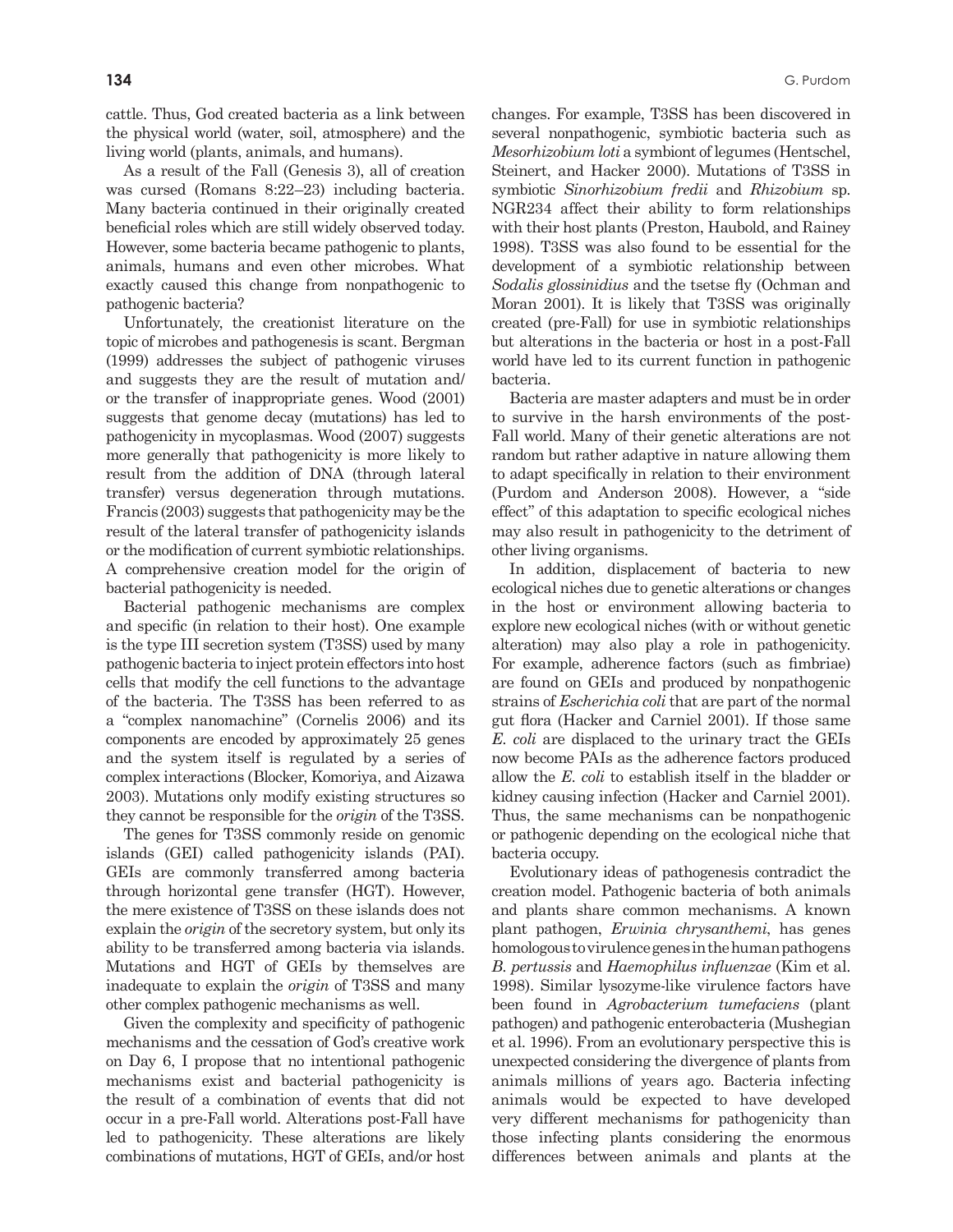cattle. Thus, God created bacteria as a link between the physical world (water, soil, atmosphere) and the living world (plants, animals, and humans).

As a result of the Fall (Genesis 3), all of creation was cursed (Romans 8:22–23) including bacteria. Many bacteria continued in their originally created beneficial roles which are still widely observed today. However, some bacteria became pathogenic to plants, animals, humans and even other microbes. What exactly caused this change from nonpathogenic to pathogenic bacteria?

Unfortunately, the creationist literature on the topic of microbes and pathogenesis is scant. Bergman (1999) addresses the subject of pathogenic viruses and suggests they are the result of mutation and/or the transfer of inappropriate genes. Wood (2001) suggests that genome decay (mutations) has led to pathogenicity in mycoplasmas. Wood (2007) suggests more generally that pathogenicity is more likely to result from the addition of DNA (through lateral transfer) versus degeneration through mutations. Francis (2003) suggests that pathogenicity may be the result of the lateral transfer of pathogenicity islands or the modification of current symbiotic relationships. A comprehensive creation model for the origin of bacterial pathogenicity is needed.

Bacterial pathogenic mechanisms are complex and specific (in relation to their host). One example is the type III secretion system (T3SS) used by many pathogenic bacteria to inject protein effectors into host cells that modify the cell functions to the advantage of the bacteria. The T3SS has been referred to as a "complex nanomachine" (Cornelis 2006) and its components are encoded by approximately 25 genes and the system itself is regulated by a series of complex interactions (Blocker, Komoriya, and Aizawa 2003). Mutations only modify existing structures so they cannot be responsible for the *origin* of the T3SS.

The genes for T3SS commonly reside on genomic islands (GEI) called pathogenicity islands (PAI). GEIs are commonly transferred among bacteria through horizontal gene transfer (HGT). However, the mere existence of T3SS on these islands does not explain the *origin* of the secretory system, but only its ability to be transferred among bacteria via islands. Mutations and HGT of GEIs by themselves are inadequate to explain the *origin* of T3SS and many other complex pathogenic mechanisms as well.

Given the complexity and specificity of pathogenic mechanisms and the cessation of God's creative work on Day 6, I propose that no intentional pathogenic mechanisms exist and bacterial pathogenicity is the result of a combination of events that did not occur in a pre-Fall world. Alterations post-Fall have led to pathogenicity. These alterations are likely combinations of mutations, HGT of GEIs, and/or host changes. For example, T3SS has been discovered in several nonpathogenic, symbiotic bacteria such as *Mesorhizobium loti* a symbiont of legumes (Hentschel, Steinert, and Hacker 2000). Mutations of T3SS in symbiotic *Sinorhizobium fredii* and *Rhizobium* sp. NGR234 affect their ability to form relationships with their host plants (Preston, Haubold, and Rainey 1998). T3SS was also found to be essential for the development of a symbiotic relationship between *Sodalis glossinidius* and the tsetse fly (Ochman and Moran 2001). It is likely that T3SS was originally created (pre-Fall) for use in symbiotic relationships but alterations in the bacteria or host in a post-Fall world have led to its current function in pathogenic bacteria.

Bacteria are master adapters and must be in order to survive in the harsh environments of the post-Fall world. Many of their genetic alterations are not random but rather adaptive in nature allowing them to adapt specifically in relation to their environment (Purdom and Anderson 2008). However, a "side effect" of this adaptation to specific ecological niches may also result in pathogenicity to the detriment of other living organisms.

In addition, displacement of bacteria to new ecological niches due to genetic alterations or changes in the host or environment allowing bacteria to explore new ecological niches (with or without genetic alteration) may also play a role in pathogenicity. For example, adherence factors (such as fimbriae) are found on GEIs and produced by nonpathogenic strains of *Escherichia coli* that are part of the normal gut flora (Hacker and Carniel 2001). If those same *E. coli* are displaced to the urinary tract the GEIs now become PAIs as the adherence factors produced allow the *E. coli* to establish itself in the bladder or kidney causing infection (Hacker and Carniel 2001). Thus, the same mechanisms can be nonpathogenic or pathogenic depending on the ecological niche that bacteria occupy.

Evolutionary ideas of pathogenesis contradict the creation model. Pathogenic bacteria of both animals and plants share common mechanisms. A known plant pathogen, *Erwinia chrysanthemi*, has genes homologous to virulence genes in the human pathogens *B. pertussis* and *Haemophilus influenzae* (Kim et al. 1998). Similar lysozyme-like virulence factors have been found in *Agrobacterium tumefaciens* (plant pathogen) and pathogenic enterobacteria (Mushegian et al. 1996). From an evolutionary perspective this is unexpected considering the divergence of plants from animals millions of years ago. Bacteria infecting animals would be expected to have developed very different mechanisms for pathogenicity than those infecting plants considering the enormous differences between animals and plants at the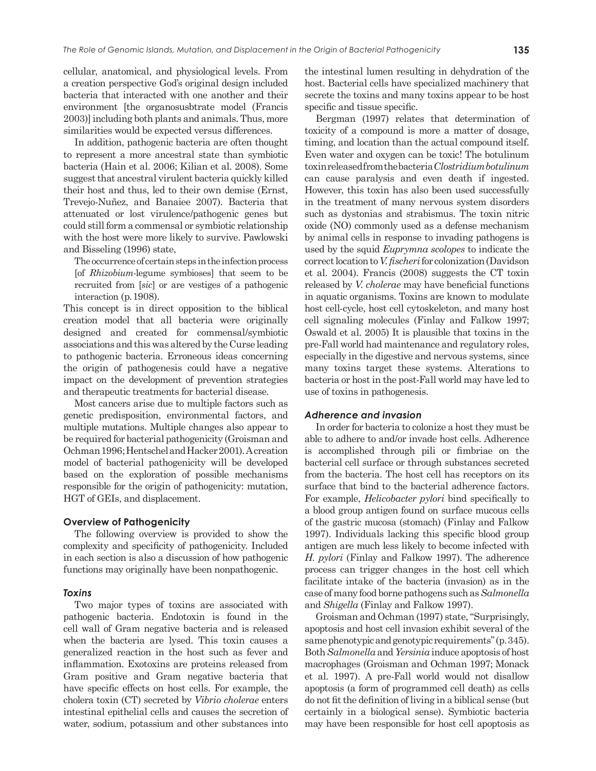cellular, anatomical, and physiological levels. From a creation perspective God's original design included bacteria that interacted with one another and their environment [the organosusbstrate model (Francis 2003)] including both plants and animals. Thus, more similarities would be expected versus differences.

In addition, pathogenic bacteria are often thought to represent a more ancestral state than symbiotic bacteria (Hain et al. 2006; Kilian et al. 2008). Some suggest that ancestral virulent bacteria quickly killed their host and thus, led to their own demise (Ernst, Trevejo-Nuñez, and Banaiee 2007). Bacteria that attenuated or lost virulence/pathogenic genes but could still form a commensal or symbiotic relationship with the host were more likely to survive. Pawlowski and Bisseling (1996) state,

> The occurrence of certain steps in the infection process [of *Rhizobium*-legume symbioses] that seem to be recruited from [*sic*] or are vestiges of a pathogenic interaction (p. 1908).

This concept is in direct opposition to the biblical creation model that all bacteria were originally designed and created for commensal/symbiotic associations and this was altered by the Curse leading to pathogenic bacteria. Erroneous ideas concerning the origin of pathogenesis could have a negative impact on the development of prevention strategies and therapeutic treatments for bacterial disease.

Most cancers arise due to multiple factors such as genetic predisposition, environmental factors, and multiple mutations. Multiple changes also appear to be required for bacterial pathogenicity (Groisman and Ochman 1996; Hentschel and Hacker 2001). A creation model of bacterial pathogenicity will be developed based on the exploration of possible mechanisms responsible for the origin of pathogenicity: mutation, HGT of GEIs, and displacement.

## Overview of Pathogenicity

The following overview is provided to show the complexity and specificity of pathogenicity. Included in each section is also a discussion of how pathogenic functions may originally have been nonpathogenic.

### *Toxins*

Two major types of toxins are associated with pathogenic bacteria. Endotoxin is found in the cell wall of Gram negative bacteria and is released when the bacteria are lysed. This toxin causes a generalized reaction in the host such as fever and inflammation. Exotoxins are proteins released from Gram positive and Gram negative bacteria that have specific effects on host cells. For example, the cholera toxin (CT) secreted by *Vibrio cholerae* enters intestinal epithelial cells and causes the secretion of water, sodium, potassium and other substances into the intestinal lumen resulting in dehydration of the host. Bacterial cells have specialized machinery that secrete the toxins and many toxins appear to be host specific and tissue specific.

Bergman (1997) relates that determination of toxicity of a compound is more a matter of dosage, timing, and location than the actual compound itself. Even water and oxygen can be toxic! The botulinum toxin released from the bacteria *Clostridium botulinum* can cause paralysis and even death if ingested. However, this toxin has also been used successfully in the treatment of many nervous system disorders such as dystonias and strabismus. The toxin nitric oxide (NO) commonly used as a defense mechanism by animal cells in response to invading pathogens is used by the squid *Euprymna scolopes* to indicate the correct location to *V. fischeri* for colonization (Davidson et al. 2004). Francis (2008) suggests the CT toxin released by *V. cholerae* may have beneficial functions in aquatic organisms. Toxins are known to modulate host cell-cycle, host cell cytoskeleton, and many host cell signaling molecules (Finlay and Falkow 1997; Oswald et al. 2005) It is plausible that toxins in the pre-Fall world had maintenance and regulatory roles, especially in the digestive and nervous systems, since many toxins target these systems. Alterations to bacteria or host in the post-Fall world may have led to use of toxins in pathogenesis.

### *Adherence and invasion*

In order for bacteria to colonize a host they must be able to adhere to and/or invade host cells. Adherence is accomplished through pili or fimbriae on the bacterial cell surface or through substances secreted from the bacteria. The host cell has receptors on its surface that bind to the bacterial adherence factors. For example, *Helicobacter pylori* bind specifically to a blood group antigen found on surface mucous cells of the gastric mucosa (stomach) (Finlay and Falkow 1997). Individuals lacking this specific blood group antigen are much less likely to become infected with *H. pylori* (Finlay and Falkow 1997). The adherence process can trigger changes in the host cell which facilitate intake of the bacteria (invasion) as in the case of many food borne pathogens such as *Salmonella* and *Shigella* (Finlay and Falkow 1997).

Groisman and Ochman (1997) state, "Surprisingly, apoptosis and host cell invasion exhibit several of the same phenotypic and genotypic requirements" (p. 345). Both *Salmonella* and *Yersinia* induce apoptosis of host macrophages (Groisman and Ochman 1997; Monack et al. 1997). A pre-Fall world would not disallow apoptosis (a form of programmed cell death) as cells do not fit the definition of living in a biblical sense (but certainly in a biological sense). Symbiotic bacteria may have been responsible for host cell apoptosis as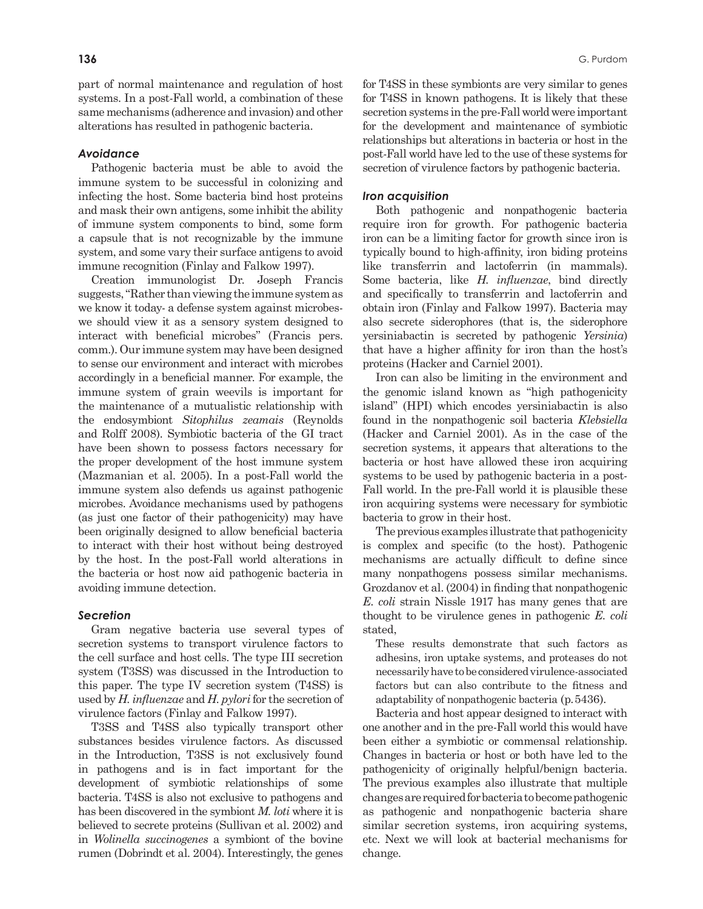part of normal maintenance and regulation of host systems. In a post-Fall world, a combination of these same mechanisms (adherence and invasion) and other alterations has resulted in pathogenic bacteria.

### *Avoidance*

Pathogenic bacteria must be able to avoid the immune system to be successful in colonizing and infecting the host. Some bacteria bind host proteins and mask their own antigens, some inhibit the ability of immune system components to bind, some form a capsule that is not recognizable by the immune system, and some vary their surface antigens to avoid immune recognition (Finlay and Falkow 1997).

Creation immunologist Dr. Joseph Francis suggests, "Rather than viewing the immune system as we know it today- a defense system against microbes- we should view it as a sensory system designed to interact with beneficial microbes" (Francis pers. comm.). Our immune system may have been designed to sense our environment and interact with microbes accordingly in a beneficial manner. For example, the immune system of grain weevils is important for the maintenance of a mutualistic relationship with the endosymbiont *Sitophilus zeamais* (Reynolds and Rolff 2008). Symbiotic bacteria of the GI tract have been shown to possess factors necessary for the proper development of the host immune system (Mazmanian et al. 2005). In a post-Fall world the immune system also defends us against pathogenic microbes. Avoidance mechanisms used by pathogens (as just one factor of their pathogenicity) may have been originally designed to allow beneficial bacteria to interact with their host without being destroyed by the host. In the post-Fall world alterations in the bacteria or host now aid pathogenic bacteria in avoiding immune detection.

### *Secretion*

Gram negative bacteria use several types of secretion systems to transport virulence factors to the cell surface and host cells. The type III secretion system (T3SS) was discussed in the Introduction to this paper. The type IV secretion system (T4SS) is used by *H. influenzae* and *H. pylori* for the secretion of virulence factors (Finlay and Falkow 1997).

T3SS and T4SS also typically transport other substances besides virulence factors. As discussed in the Introduction, T3SS is not exclusively found in pathogens and is in fact important for the development of symbiotic relationships of some bacteria. T4SS is also not exclusive to pathogens and has been discovered in the symbiont *M. loti* where it is believed to secrete proteins (Sullivan et al. 2002) and in *Wolinella succinogenes* a symbiont of the bovine rumen (Dobrindt et al. 2004). Interestingly, the genes for T4SS in these symbionts are very similar to genes for T4SS in known pathogens. It is likely that these secretion systems in the pre-Fall world were important for the development and maintenance of symbiotic relationships but alterations in bacteria or host in the post-Fall world have led to the use of these systems for secretion of virulence factors by pathogenic bacteria.

### *Iron acquisition*

Both pathogenic and nonpathogenic bacteria require iron for growth. For pathogenic bacteria iron can be a limiting factor for growth since iron is typically bound to high-affinity, iron biding proteins like transferrin and lactoferrin (in mammals). Some bacteria, like *H. influenzae*, bind directly and specifically to transferrin and lactoferrin and obtain iron (Finlay and Falkow 1997). Bacteria may also secrete siderophores (that is, the siderophore yersiniabactin is secreted by pathogenic *Yersinia*) that have a higher affinity for iron than the host's proteins (Hacker and Carniel 2001).

Iron can also be limiting in the environment and the genomic island known as "high pathogenicity island" (HPI) which encodes yersiniabactin is also found in the nonpathogenic soil bacteria *Klebsiella* (Hacker and Carniel 2001). As in the case of the secretion systems, it appears that alterations to the bacteria or host have allowed these iron acquiring systems to be used by pathogenic bacteria in a post-Fall world. In the pre-Fall world it is plausible these iron acquiring systems were necessary for symbiotic bacteria to grow in their host.

The previous examples illustrate that pathogenicity is complex and specific (to the host). Pathogenic mechanisms are actually difficult to define since many nonpathogens possess similar mechanisms. Grozdanov et al. (2004) in finding that nonpathogenic *E. coli* strain Nissle 1917 has many genes that are thought to be virulence genes in pathogenic *E. coli* stated,

> These results demonstrate that such factors as adhesins, iron uptake systems, and proteases do not necessarily have to be considered virulence-associated factors but can also contribute to the fitness and adaptability of nonpathogenic bacteria (p. 5436).

Bacteria and host appear designed to interact with one another and in the pre-Fall world this would have been either a symbiotic or commensal relationship. Changes in bacteria or host or both have led to the pathogenicity of originally helpful/benign bacteria. The previous examples also illustrate that multiple changes are required for bacteria to become pathogenic as pathogenic and nonpathogenic bacteria share similar secretion systems, iron acquiring systems, etc. Next we will look at bacterial mechanisms for change.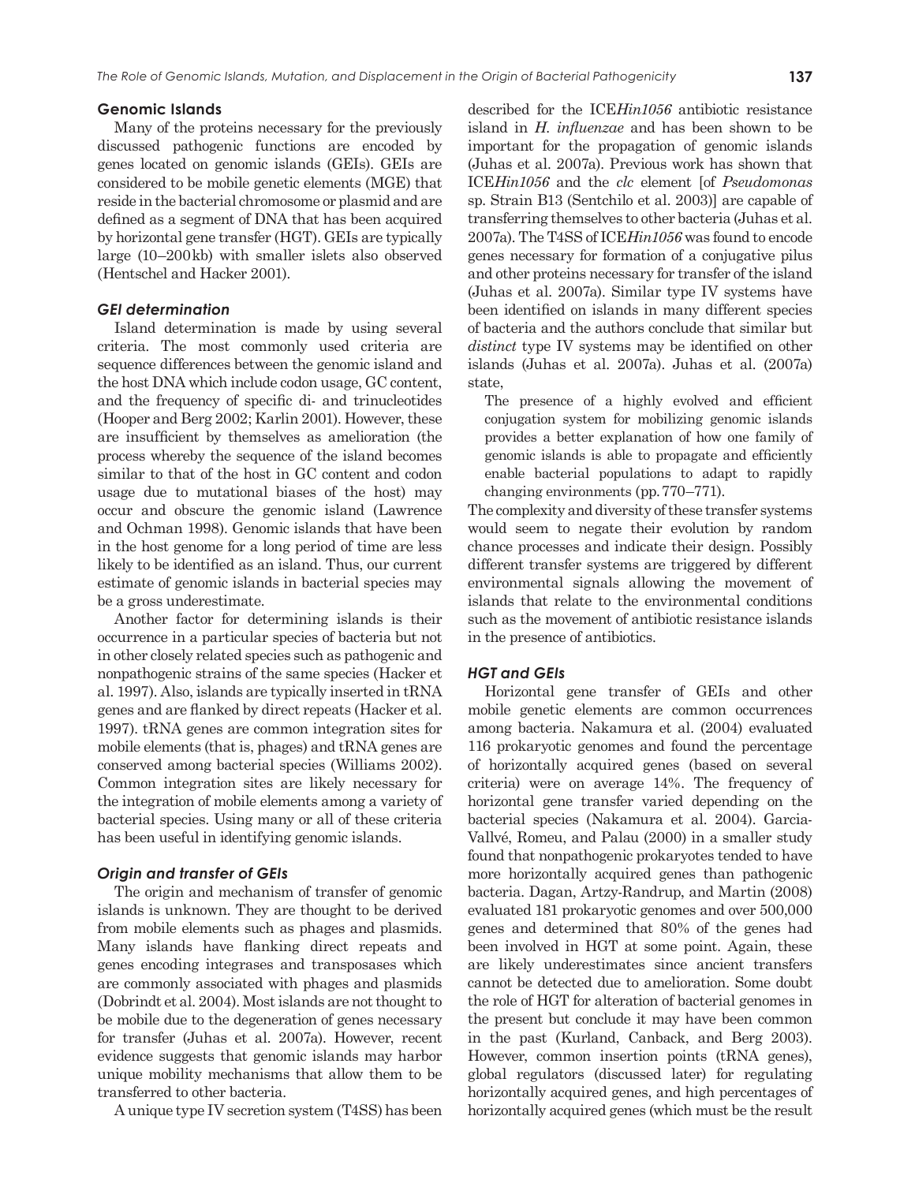## Genomic Islands

Many of the proteins necessary for the previously discussed pathogenic functions are encoded by genes located on genomic islands (GEIs). GEIs are considered to be mobile genetic elements (MGE) that reside in the bacterial chromosome or plasmid and are defined as a segment of DNA that has been acquired by horizontal gene transfer (HGT). GEIs are typically large (10–200 kb) with smaller islets also observed (Hentschel and Hacker 2001).

### GEI determination

Island determination is made by using several criteria. The most commonly used criteria are sequence differences between the genomic island and the host DNA which include codon usage, GC content, and the frequency of specific di- and trinucleotides (Hooper and Berg 2002; Karlin 2001). However, these are insufficient by themselves as amelioration (the process whereby the sequence of the island becomes similar to that of the host in GC content and codon usage due to mutational biases of the host) may occur and obscure the genomic island (Lawrence and Ochman 1998). Genomic islands that have been in the host genome for a long period of time are less likely to be identified as an island. Thus, our current estimate of genomic islands in bacterial species may be a gross underestimate.

Another factor for determining islands is their occurrence in a particular species of bacteria but not in other closely related species such as pathogenic and nonpathogenic strains of the same species (Hacker et al. 1997). Also, islands are typically inserted in tRNA genes and are flanked by direct repeats (Hacker et al. 1997). tRNA genes are common integration sites for mobile elements (that is, phages) and tRNA genes are conserved among bacterial species (Williams 2002). Common integration sites are likely necessary for the integration of mobile elements among a variety of bacterial species. Using many or all of these criteria has been useful in identifying genomic islands.

### Origin and transfer of GEIs

The origin and mechanism of transfer of genomic islands is unknown. They are thought to be derived from mobile elements such as phages and plasmids. Many islands have flanking direct repeats and genes encoding integrases and transposases which are commonly associated with phages and plasmids (Dobrindt et al. 2004). Most islands are not thought to be mobile due to the degeneration of genes necessary for transfer (Juhas et al. 2007a). However, recent evidence suggests that genomic islands may harbor unique mobility mechanisms that allow them to be transferred to other bacteria.

A unique type IV secretion system (T4SS) has been described for the ICE*Hin1056* antibiotic resistance island in *H. influenzae* and has been shown to be important for the propagation of genomic islands (Juhas et al. 2007a). Previous work has shown that ICE*Hin1056* and the *clc* element [of *Pseudomonas* sp. Strain B13 (Sentchilo et al. 2003)] are capable of transferring themselves to other bacteria (Juhas et al. 2007a). The T4SS of ICE*Hin1056* was found to encode genes necessary for formation of a conjugative pilus and other proteins necessary for transfer of the island (Juhas et al. 2007a). Similar type IV systems have been identified on islands in many different species of bacteria and the authors conclude that similar but *distinct* type IV systems may be identified on other islands (Juhas et al. 2007a). Juhas et al. (2007a) state,

> The presence of a highly evolved and efficient conjugation system for mobilizing genomic islands provides a better explanation of how one family of genomic islands is able to propagate and efficiently enable bacterial populations to adapt to rapidly changing environments (pp. 770–771).

The complexity and diversity of these transfer systems would seem to negate their evolution by random chance processes and indicate their design. Possibly different transfer systems are triggered by different environmental signals allowing the movement of islands that relate to the environmental conditions such as the movement of antibiotic resistance islands in the presence of antibiotics.

### HGT and GEIs

Horizontal gene transfer of GEIs and other mobile genetic elements are common occurrences among bacteria. Nakamura et al. (2004) evaluated 116 prokaryotic genomes and found the percentage of horizontally acquired genes (based on several criteria) were on average 14%. The frequency of horizontal gene transfer varied depending on the bacterial species (Nakamura et al. 2004). Garcia-Vallvé, Romeu, and Palau (2000) in a smaller study found that nonpathogenic prokaryotes tended to have more horizontally acquired genes than pathogenic bacteria. Dagan, Artzy-Randrup, and Martin (2008) evaluated 181 prokaryotic genomes and over 500,000 genes and determined that 80% of the genes had been involved in HGT at some point. Again, these are likely underestimates since ancient transfers cannot be detected due to amelioration. Some doubt the role of HGT for alteration of bacterial genomes in the present but conclude it may have been common in the past (Kurland, Canback, and Berg 2003). However, common insertion points (tRNA genes), global regulators (discussed later) for regulating horizontally acquired genes, and high percentages of horizontally acquired genes (which must be the result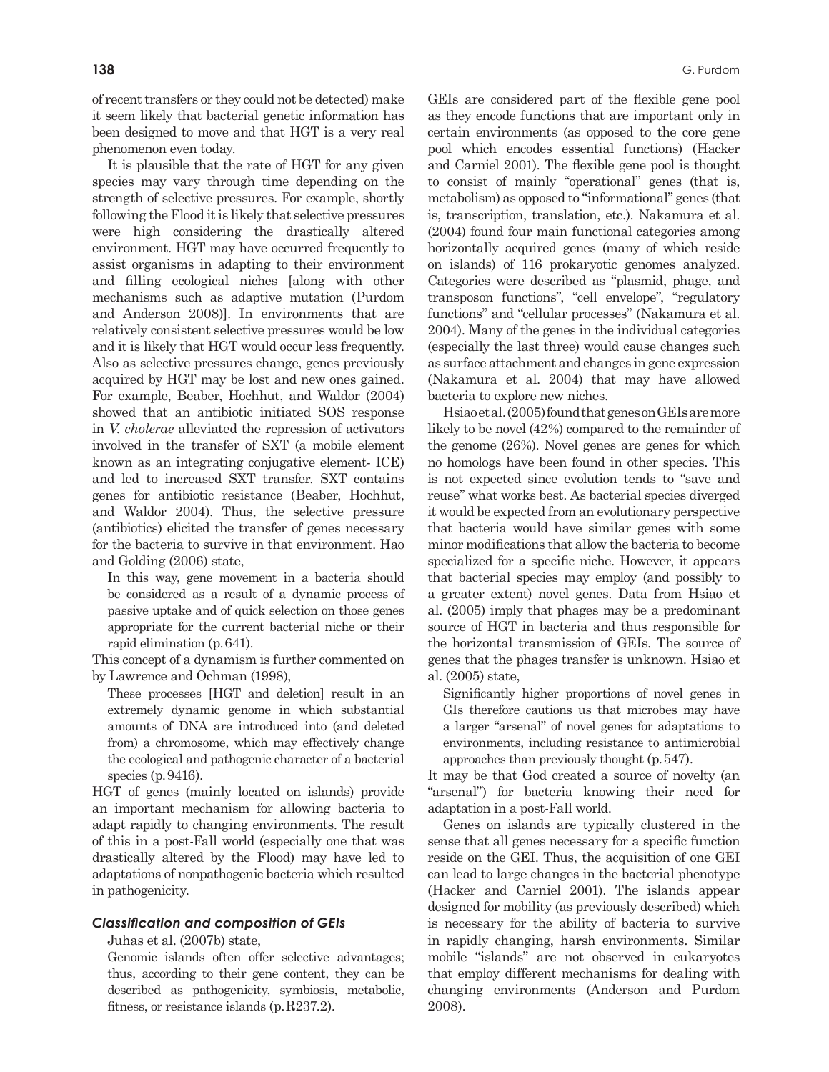of recent transfers or they could not be detected) make it seem likely that bacterial genetic information has been designed to move and that HGT is a very real phenomenon even today.

It is plausible that the rate of HGT for any given species may vary through time depending on the strength of selective pressures. For example, shortly following the Flood it is likely that selective pressures were high considering the drastically altered environment. HGT may have occurred frequently to assist organisms in adapting to their environment and filling ecological niches [along with other mechanisms such as adaptive mutation (Purdom and Anderson 2008)]. In environments that are relatively consistent selective pressures would be low and it is likely that HGT would occur less frequently. Also as selective pressures change, genes previously acquired by HGT may be lost and new ones gained. For example, Beaber, Hochhut, and Waldor (2004) showed that an antibiotic initiated SOS response in *V. cholerae* alleviated the repression of activators involved in the transfer of SXT (a mobile element known as an integrating conjugative element- ICE) and led to increased SXT transfer. SXT contains genes for antibiotic resistance (Beaber, Hochhut, and Waldor 2004). Thus, the selective pressure (antibiotics) elicited the transfer of genes necessary for the bacteria to survive in that environment. Hao and Golding (2006) state,

> In this way, gene movement in a bacteria should be considered as a result of a dynamic process of passive uptake and of quick selection on those genes appropriate for the current bacterial niche or their rapid elimination (p. 641).

This concept of a dynamism is further commented on by Lawrence and Ochman (1998),

> These processes [HGT and deletion] result in an extremely dynamic genome in which substantial amounts of DNA are introduced into (and deleted from) a chromosome, which may effectively change the ecological and pathogenic character of a bacterial species (p. 9416).

HGT of genes (mainly located on islands) provide an important mechanism for allowing bacteria to adapt rapidly to changing environments. The result of this in a post-Fall world (especially one that was drastically altered by the Flood) may have led to adaptations of nonpathogenic bacteria which resulted in pathogenicity.

### *Classification and composition of GEIs*

Juhas et al. (2007b) state,

> Genomic islands often offer selective advantages; thus, according to their gene content, they can be described as pathogenicity, symbiosis, metabolic, fitness, or resistance islands (p. R237.2).

GEIs are considered part of the flexible gene pool as they encode functions that are important only in certain environments (as opposed to the core gene pool which encodes essential functions) (Hacker and Carniel 2001). The flexible gene pool is thought to consist of mainly "operational" genes (that is, metabolism) as opposed to "informational" genes (that is, transcription, translation, etc.). Nakamura et al. (2004) found four main functional categories among horizontally acquired genes (many of which reside on islands) of 116 prokaryotic genomes analyzed. Categories were described as "plasmid, phage, and transposon functions", "cell envelope", "regulatory functions" and "cellular processes" (Nakamura et al. 2004). Many of the genes in the individual categories (especially the last three) would cause changes such as surface attachment and changes in gene expression (Nakamura et al. 2004) that may have allowed bacteria to explore new niches.

Hsiao et al. (2005) found that genes on GEIs are more likely to be novel (42%) compared to the remainder of the genome (26%). Novel genes are genes for which no homologs have been found in other species. This is not expected since evolution tends to "save and reuse" what works best. As bacterial species diverged it would be expected from an evolutionary perspective that bacteria would have similar genes with some minor modifications that allow the bacteria to become specialized for a specific niche. However, it appears that bacterial species may employ (and possibly to a greater extent) novel genes. Data from Hsiao et al. (2005) imply that phages may be a predominant source of HGT in bacteria and thus responsible for the horizontal transmission of GEIs. The source of genes that the phages transfer is unknown. Hsiao et al. (2005) state,

> Significantly higher proportions of novel genes in GIs therefore cautions us that microbes may have a larger "arsenal" of novel genes for adaptations to environments, including resistance to antimicrobial approaches than previously thought (p. 547).

It may be that God created a source of novelty (an "arsenal") for bacteria knowing their need for adaptation in a post-Fall world.

Genes on islands are typically clustered in the sense that all genes necessary for a specific function reside on the GEI. Thus, the acquisition of one GEI can lead to large changes in the bacterial phenotype (Hacker and Carniel 2001). The islands appear designed for mobility (as previously described) which is necessary for the ability of bacteria to survive in rapidly changing, harsh environments. Similar mobile "islands" are not observed in eukaryotes that employ different mechanisms for dealing with changing environments (Anderson and Purdom 2008).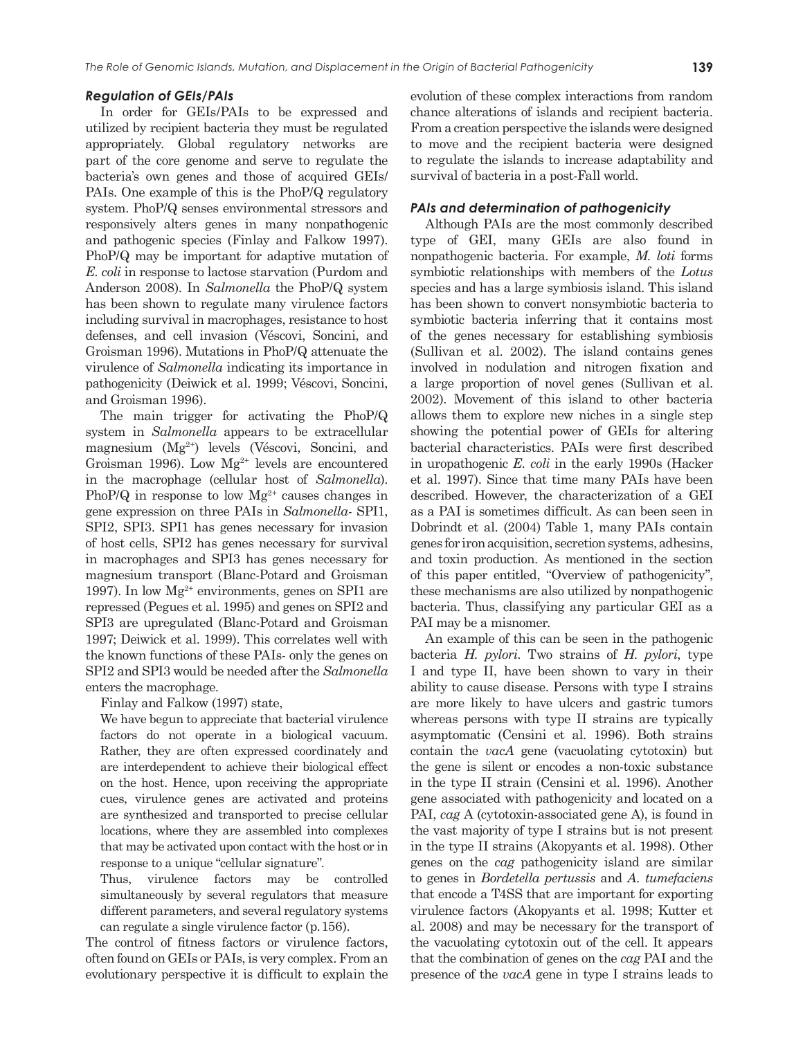### *Regulation of GEIs/PAIs*

In order for GEIs/PAIs to be expressed and utilized by recipient bacteria they must be regulated appropriately. Global regulatory networks are part of the core genome and serve to regulate the bacteria's own genes and those of acquired GEIs/PAIs. One example of this is the PhoP/Q regulatory system. PhoP/Q senses environmental stressors and responsively alters genes in many nonpathogenic and pathogenic species (Finlay and Falkow 1997). PhoP/Q may be important for adaptive mutation of *E. coli* in response to lactose starvation (Purdom and Anderson 2008). In *Salmonella* the PhoP/Q system has been shown to regulate many virulence factors including survival in macrophages, resistance to host defenses, and cell invasion (Véscovi, Soncini, and Groisman 1996). Mutations in PhoP/Q attenuate the virulence of *Salmonella* indicating its importance in pathogenicity (Deiwick et al. 1999; Véscovi, Soncini, and Groisman 1996).

The main trigger for activating the PhoP/Q system in *Salmonella* appears to be extracellular magnesium ($Mg^{2+}$) levels (Véscovi, Soncini, and Groisman 1996). Low $Mg^{2+}$ levels are encountered in the macrophage (cellular host of *Salmonella*). PhoP/Q in response to low $Mg^{2+}$ causes changes in gene expression on three PAIs in *Salmonella*- SPI1, SPI2, SPI3. SPI1 has genes necessary for invasion of host cells, SPI2 has genes necessary for survival in macrophages and SPI3 has genes necessary for magnesium transport (Blanc-Potard and Groisman 1997). In low $Mg^{2+}$ environments, genes on SPI1 are repressed (Pegues et al. 1995) and genes on SPI2 and SPI3 are upregulated (Blanc-Potard and Groisman 1997; Deiwick et al. 1999). This correlates well with the known functions of these PAIs- only the genes on SPI2 and SPI3 would be needed after the *Salmonella* enters the macrophage.

Finlay and Falkow (1997) state,

> We have begun to appreciate that bacterial virulence factors do not operate in a biological vacuum. Rather, they are often expressed coordinately and are interdependent to achieve their biological effect on the host. Hence, upon receiving the appropriate cues, virulence genes are activated and proteins are synthesized and transported to precise cellular locations, where they are assembled into complexes that may be activated upon contact with the host or in response to a unique "cellular signature".
>
> Thus, virulence factors may be controlled simultaneously by several regulators that measure different parameters, and several regulatory systems can regulate a single virulence factor (p. 156).

The control of fitness factors or virulence factors, often found on GEIs or PAIs, is very complex. From an evolutionary perspective it is difficult to explain the evolution of these complex interactions from random chance alterations of islands and recipient bacteria. From a creation perspective the islands were designed to move and the recipient bacteria were designed to regulate the islands to increase adaptability and survival of bacteria in a post-Fall world.

### *PAIs and determination of pathogenicity*

Although PAIs are the most commonly described type of GEI, many GEIs are also found in nonpathogenic bacteria. For example, *M. loti* forms symbiotic relationships with members of the *Lotus* species and has a large symbiosis island. This island has been shown to convert nonsymbiotic bacteria to symbiotic bacteria inferring that it contains most of the genes necessary for establishing symbiosis (Sullivan et al. 2002). The island contains genes involved in nodulation and nitrogen fixation and a large proportion of novel genes (Sullivan et al. 2002). Movement of this island to other bacteria allows them to explore new niches in a single step showing the potential power of GEIs for altering bacterial characteristics. PAIs were first described in uropathogenic *E. coli* in the early 1990s (Hacker et al. 1997). Since that time many PAIs have been described. However, the characterization of a GEI as a PAI is sometimes difficult. As can been seen in Dobrindt et al. (2004) Table 1, many PAIs contain genes for iron acquisition, secretion systems, adhesins, and toxin production. As mentioned in the section of this paper entitled, "Overview of pathogenicity", these mechanisms are also utilized by nonpathogenic bacteria. Thus, classifying any particular GEI as a PAI may be a misnomer.

An example of this can be seen in the pathogenic bacteria *H. pylori*. Two strains of *H. pylori*, type I and type II, have been shown to vary in their ability to cause disease. Persons with type I strains are more likely to have ulcers and gastric tumors whereas persons with type II strains are typically asymptomatic (Censini et al. 1996). Both strains contain the *vacA* gene (vacuolating cytotoxin) but the gene is silent or encodes a non-toxic substance in the type II strain (Censini et al. 1996). Another gene associated with pathogenicity and located on a PAI, *cag* A (cytotoxin-associated gene A), is found in the vast majority of type I strains but is not present in the type II strains (Akopyants et al. 1998). Other genes on the *cag* pathogenicity island are similar to genes in *Bordetella pertussis* and *A. tumefaciens* that encode a T4SS that are important for exporting virulence factors (Akopyants et al. 1998; Kutter et al. 2008) and may be necessary for the transport of the vacuolating cytotoxin out of the cell. It appears that the combination of genes on the *cag* PAI and the presence of the *vacA* gene in type I strains leads to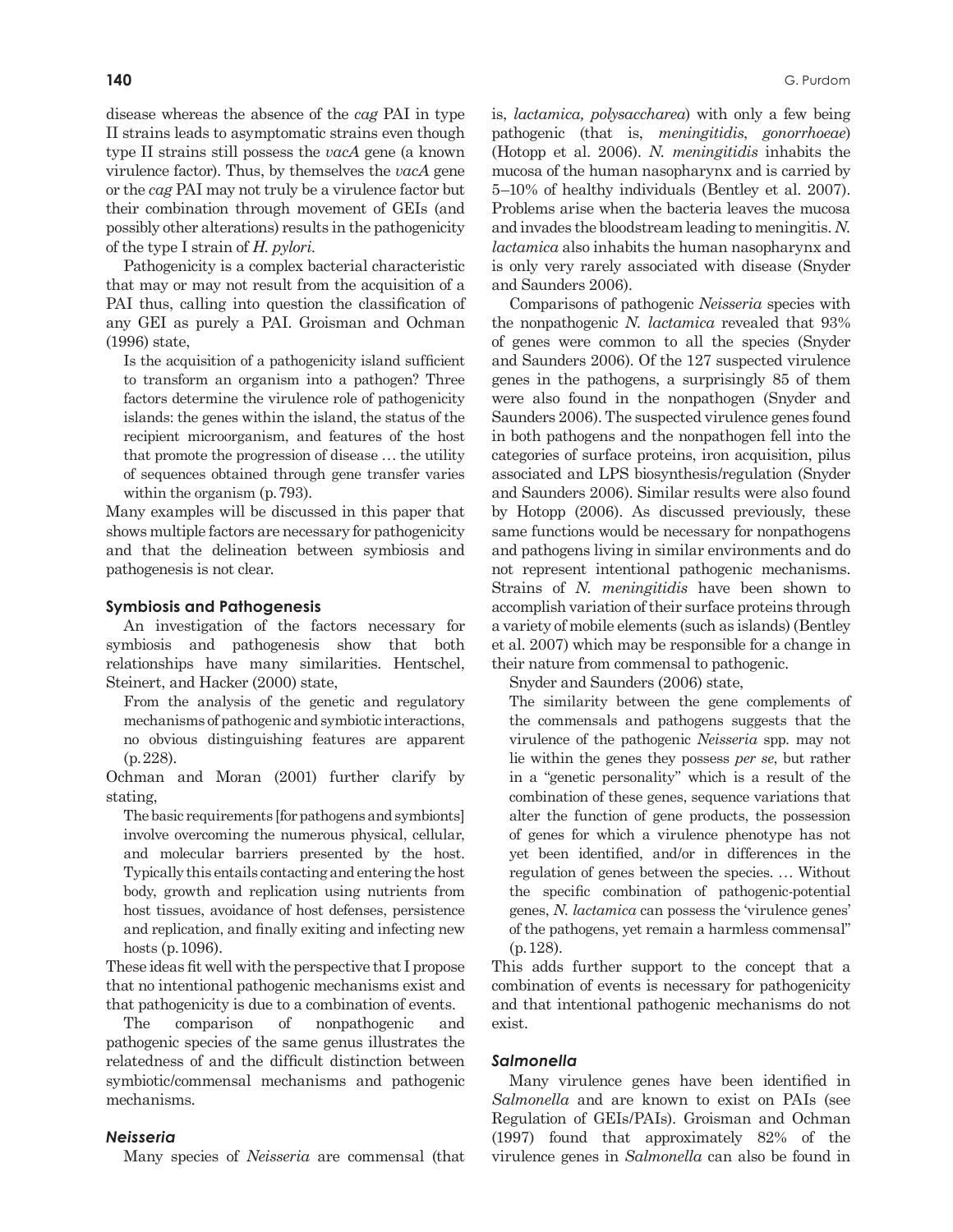disease whereas the absence of the *cag* PAI in type II strains leads to asymptomatic strains even though type II strains still possess the *vacA* gene (a known virulence factor). Thus, by themselves the *vacA* gene or the *cag* PAI may not truly be a virulence factor but their combination through movement of GEIs (and possibly other alterations) results in the pathogenicity of the type I strain of *H. pylori*.

Pathogenicity is a complex bacterial characteristic that may or may not result from the acquisition of a PAI thus, calling into question the classification of any GEI as purely a PAI. Groisman and Ochman (1996) state,

> Is the acquisition of a pathogenicity island sufficient to transform an organism into a pathogen? Three factors determine the virulence role of pathogenicity islands: the genes within the island, the status of the recipient microorganism, and features of the host that promote the progression of disease … the utility of sequences obtained through gene transfer varies within the organism (p. 793).

Many examples will be discussed in this paper that shows multiple factors are necessary for pathogenicity and that the delineation between symbiosis and pathogenesis is not clear.

## Symbiosis and Pathogenesis

An investigation of the factors necessary for symbiosis and pathogenesis show that both relationships have many similarities. Hentschel, Steinert, and Hacker (2000) state,

> From the analysis of the genetic and regulatory mechanisms of pathogenic and symbiotic interactions, no obvious distinguishing features are apparent (p. 228).

Ochman and Moran (2001) further clarify by stating,

> The basic requirements [for pathogens and symbionts] involve overcoming the numerous physical, cellular, and molecular barriers presented by the host. Typically this entails contacting and entering the host body, growth and replication using nutrients from host tissues, avoidance of host defenses, persistence and replication, and finally exiting and infecting new hosts (p. 1096).

These ideas fit well with the perspective that I propose that no intentional pathogenic mechanisms exist and that pathogenicity is due to a combination of events.

The comparison of nonpathogenic and pathogenic species of the same genus illustrates the relatedness of and the difficult distinction between symbiotic/commensal mechanisms and pathogenic mechanisms.

### *Neisseria*

Many species of *Neisseria* are commensal (that is, *lactamica, polysaccharea*) with only a few being pathogenic (that is, *meningitidis*, *gonorrhoeae*) (Hotopp et al. 2006). *N. meningitidis* inhabits the mucosa of the human nasopharynx and is carried by 5–10% of healthy individuals (Bentley et al. 2007). Problems arise when the bacteria leaves the mucosa and invades the bloodstream leading to meningitis. *N. lactamica* also inhabits the human nasopharynx and is only very rarely associated with disease (Snyder and Saunders 2006).

Comparisons of pathogenic *Neisseria* species with the nonpathogenic *N. lactamica* revealed that 93% of genes were common to all the species (Snyder and Saunders 2006). Of the 127 suspected virulence genes in the pathogens, a surprisingly 85 of them were also found in the nonpathogen (Snyder and Saunders 2006). The suspected virulence genes found in both pathogens and the nonpathogen fell into the categories of surface proteins, iron acquisition, pilus associated and LPS biosynthesis/regulation (Snyder and Saunders 2006). Similar results were also found by Hotopp (2006). As discussed previously, these same functions would be necessary for nonpathogens and pathogens living in similar environments and do not represent intentional pathogenic mechanisms. Strains of *N. meningitidis* have been shown to accomplish variation of their surface proteins through a variety of mobile elements (such as islands) (Bentley et al. 2007) which may be responsible for a change in their nature from commensal to pathogenic.

Snyder and Saunders (2006) state,

> The similarity between the gene complements of the commensals and pathogens suggests that the virulence of the pathogenic *Neisseria* spp. may not lie within the genes they possess *per se*, but rather in a "genetic personality" which is a result of the combination of these genes, sequence variations that alter the function of gene products, the possession of genes for which a virulence phenotype has not yet been identified, and/or in differences in the regulation of genes between the species. … Without the specific combination of pathogenic-potential genes, *N. lactamica* can possess the 'virulence genes' of the pathogens, yet remain a harmless commensal" (p. 128).

This adds further support to the concept that a combination of events is necessary for pathogenicity and that intentional pathogenic mechanisms do not exist.

### *Salmonella*

Many virulence genes have been identified in *Salmonella* and are known to exist on PAIs (see Regulation of GEIs/PAIs). Groisman and Ochman (1997) found that approximately 82% of the virulence genes in *Salmonella* can also be found in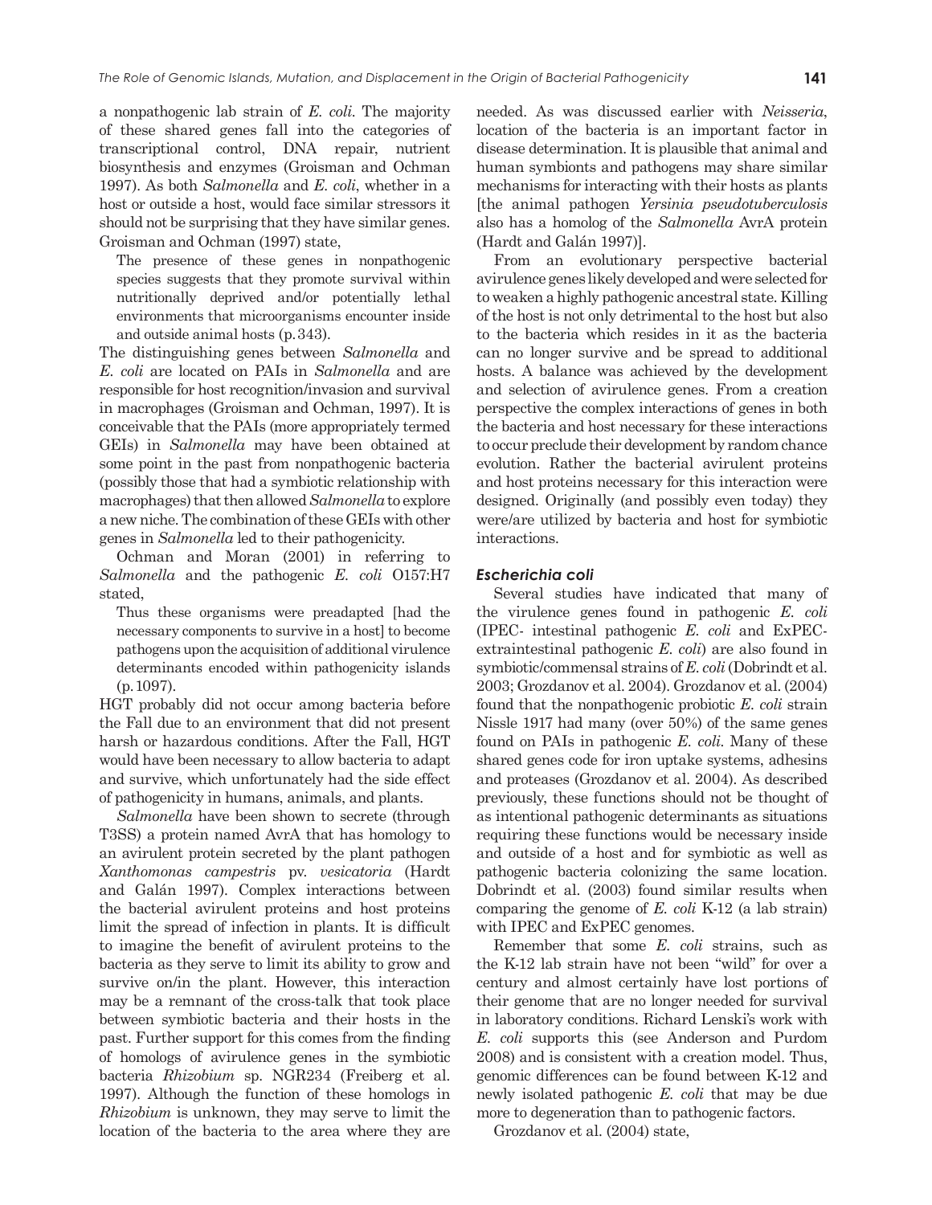a nonpathogenic lab strain of *E. coli*. The majority of these shared genes fall into the categories of transcriptional control, DNA repair, nutrient biosynthesis and enzymes (Groisman and Ochman 1997). As both *Salmonella* and *E. coli*, whether in a host or outside a host, would face similar stressors it should not be surprising that they have similar genes. Groisman and Ochman (1997) state,

> The presence of these genes in nonpathogenic species suggests that they promote survival within nutritionally deprived and/or potentially lethal environments that microorganisms encounter inside and outside animal hosts (p. 343).

The distinguishing genes between *Salmonella* and *E. coli* are located on PAIs in *Salmonella* and are responsible for host recognition/invasion and survival in macrophages (Groisman and Ochman, 1997). It is conceivable that the PAIs (more appropriately termed GEIs) in *Salmonella* may have been obtained at some point in the past from nonpathogenic bacteria (possibly those that had a symbiotic relationship with macrophages) that then allowed *Salmonella* to explore a new niche. The combination of these GEIs with other genes in *Salmonella* led to their pathogenicity.

Ochman and Moran (2001) in referring to *Salmonella* and the pathogenic *E. coli* O157:H7 stated,

> Thus these organisms were preadapted [had the necessary components to survive in a host] to become pathogens upon the acquisition of additional virulence determinants encoded within pathogenicity islands (p. 1097).

HGT probably did not occur among bacteria before the Fall due to an environment that did not present harsh or hazardous conditions. After the Fall, HGT would have been necessary to allow bacteria to adapt and survive, which unfortunately had the side effect of pathogenicity in humans, animals, and plants.

*Salmonella* have been shown to secrete (through T3SS) a protein named AvrA that has homology to an avirulent protein secreted by the plant pathogen *Xanthomonas campestris* pv. *vesicatoria* (Hardt and Galán 1997). Complex interactions between the bacterial avirulent proteins and host proteins limit the spread of infection in plants. It is difficult to imagine the benefit of avirulent proteins to the bacteria as they serve to limit its ability to grow and survive on/in the plant. However, this interaction may be a remnant of the cross-talk that took place between symbiotic bacteria and their hosts in the past. Further support for this comes from the finding of homologs of avirulence genes in the symbiotic bacteria *Rhizobium* sp. NGR234 (Freiberg et al. 1997). Although the function of these homologs in *Rhizobium* is unknown, they may serve to limit the location of the bacteria to the area where they are needed. As was discussed earlier with *Neisseria*, location of the bacteria is an important factor in disease determination. It is plausible that animal and human symbionts and pathogens may share similar mechanisms for interacting with their hosts as plants [the animal pathogen *Yersinia pseudotuberculosis* also has a homolog of the *Salmonella* AvrA protein (Hardt and Galán 1997)].

From an evolutionary perspective bacterial avirulence genes likely developed and were selected for to weaken a highly pathogenic ancestral state. Killing of the host is not only detrimental to the host but also to the bacteria which resides in it as the bacteria can no longer survive and be spread to additional hosts. A balance was achieved by the development and selection of avirulence genes. From a creation perspective the complex interactions of genes in both the bacteria and host necessary for these interactions to occur preclude their development by random chance evolution. Rather the bacterial avirulent proteins and host proteins necessary for this interaction were designed. Originally (and possibly even today) they were/are utilized by bacteria and host for symbiotic interactions.

### *Escherichia coli*

Several studies have indicated that many of the virulence genes found in pathogenic *E. coli* (IPEC- intestinal pathogenic *E. coli* and ExPEC- extraintestinal pathogenic *E. coli*) are also found in symbiotic/commensal strains of *E. coli* (Dobrindt et al. 2003; Grozdanov et al. 2004). Grozdanov et al. (2004) found that the nonpathogenic probiotic *E. coli* strain Nissle 1917 had many (over 50%) of the same genes found on PAIs in pathogenic *E. coli*. Many of these shared genes code for iron uptake systems, adhesins and proteases (Grozdanov et al. 2004). As described previously, these functions should not be thought of as intentional pathogenic determinants as situations requiring these functions would be necessary inside and outside of a host and for symbiotic as well as pathogenic bacteria colonizing the same location. Dobrindt et al. (2003) found similar results when comparing the genome of *E. coli* K-12 (a lab strain) with IPEC and ExPEC genomes.

Remember that some *E. coli* strains, such as the K-12 lab strain have not been "wild" for over a century and almost certainly have lost portions of their genome that are no longer needed for survival in laboratory conditions. Richard Lenski's work with *E. coli* supports this (see Anderson and Purdom 2008) and is consistent with a creation model. Thus, genomic differences can be found between K-12 and newly isolated pathogenic *E. coli* that may be due more to degeneration than to pathogenic factors.

Grozdanov et al. (2004) state,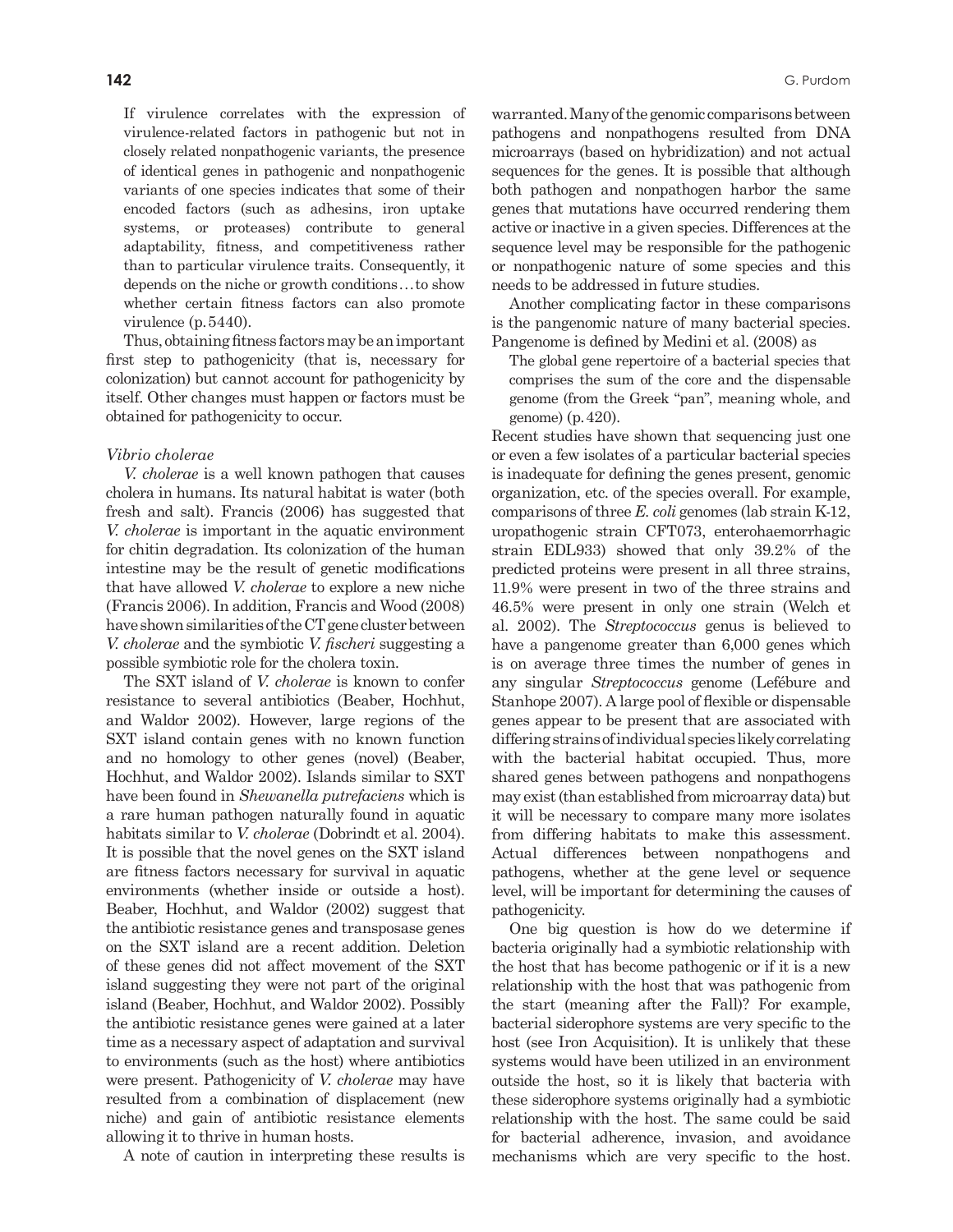> If virulence correlates with the expression of virulence-related factors in pathogenic but not in closely related nonpathogenic variants, the presence of identical genes in pathogenic and nonpathogenic variants of one species indicates that some of their encoded factors (such as adhesins, iron uptake systems, or proteases) contribute to general adaptability, fitness, and competitiveness rather than to particular virulence traits. Consequently, it depends on the niche or growth conditions…to show whether certain fitness factors can also promote virulence (p. 5440).

Thus, obtaining fitness factors may be an important first step to pathogenicity (that is, necessary for colonization) but cannot account for pathogenicity by itself. Other changes must happen or factors must be obtained for pathogenicity to occur.

*Vibrio cholerae*

*V. cholerae* is a well known pathogen that causes cholera in humans. Its natural habitat is water (both fresh and salt). Francis (2006) has suggested that *V. cholerae* is important in the aquatic environment for chitin degradation. Its colonization of the human intestine may be the result of genetic modifications that have allowed *V. cholerae* to explore a new niche (Francis 2006). In addition, Francis and Wood (2008) have shown similarities of the CT gene cluster between *V. cholerae* and the symbiotic *V. fischeri* suggesting a possible symbiotic role for the cholera toxin.

The SXT island of *V. cholerae* is known to confer resistance to several antibiotics (Beaber, Hochhut, and Waldor 2002). However, large regions of the SXT island contain genes with no known function and no homology to other genes (novel) (Beaber, Hochhut, and Waldor 2002). Islands similar to SXT have been found in *Shewanella putrefaciens* which is a rare human pathogen naturally found in aquatic habitats similar to *V. cholerae* (Dobrindt et al. 2004). It is possible that the novel genes on the SXT island are fitness factors necessary for survival in aquatic environments (whether inside or outside a host). Beaber, Hochhut, and Waldor (2002) suggest that the antibiotic resistance genes and transposase genes on the SXT island are a recent addition. Deletion of these genes did not affect movement of the SXT island suggesting they were not part of the original island (Beaber, Hochhut, and Waldor 2002). Possibly the antibiotic resistance genes were gained at a later time as a necessary aspect of adaptation and survival to environments (such as the host) where antibiotics were present. Pathogenicity of *V. cholerae* may have resulted from a combination of displacement (new niche) and gain of antibiotic resistance elements allowing it to thrive in human hosts.

A note of caution in interpreting these results is warranted. Many of the genomic comparisons between pathogens and nonpathogens resulted from DNA microarrays (based on hybridization) and not actual sequences for the genes. It is possible that although both pathogen and nonpathogen harbor the same genes that mutations have occurred rendering them active or inactive in a given species. Differences at the sequence level may be responsible for the pathogenic or nonpathogenic nature of some species and this needs to be addressed in future studies.

Another complicating factor in these comparisons is the pangenomic nature of many bacterial species. Pangenome is defined by Medini et al. (2008) as

> The global gene repertoire of a bacterial species that comprises the sum of the core and the dispensable genome (from the Greek "pan", meaning whole, and genome) (p. 420).

Recent studies have shown that sequencing just one or even a few isolates of a particular bacterial species is inadequate for defining the genes present, genomic organization, etc. of the species overall. For example, comparisons of three *E. coli* genomes (lab strain K-12, uropathogenic strain CFT073, enterohaemorrhagic strain EDL933) showed that only 39.2% of the predicted proteins were present in all three strains, 11.9% were present in two of the three strains and 46.5% were present in only one strain (Welch et al. 2002). The *Streptococcus* genus is believed to have a pangenome greater than 6,000 genes which is on average three times the number of genes in any singular *Streptococcus* genome (Lefébure and Stanhope 2007). A large pool of flexible or dispensable genes appear to be present that are associated with differing strains of individual species likely correlating with the bacterial habitat occupied. Thus, more shared genes between pathogens and nonpathogens may exist (than established from microarray data) but it will be necessary to compare many more isolates from differing habitats to make this assessment. Actual differences between nonpathogens and pathogens, whether at the gene level or sequence level, will be important for determining the causes of pathogenicity.

One big question is how do we determine if bacteria originally had a symbiotic relationship with the host that has become pathogenic or if it is a new relationship with the host that was pathogenic from the start (meaning after the Fall)? For example, bacterial siderophore systems are very specific to the host (see Iron Acquisition). It is unlikely that these systems would have been utilized in an environment outside the host, so it is likely that bacteria with these siderophore systems originally had a symbiotic relationship with the host. The same could be said for bacterial adherence, invasion, and avoidance mechanisms which are very specific to the host.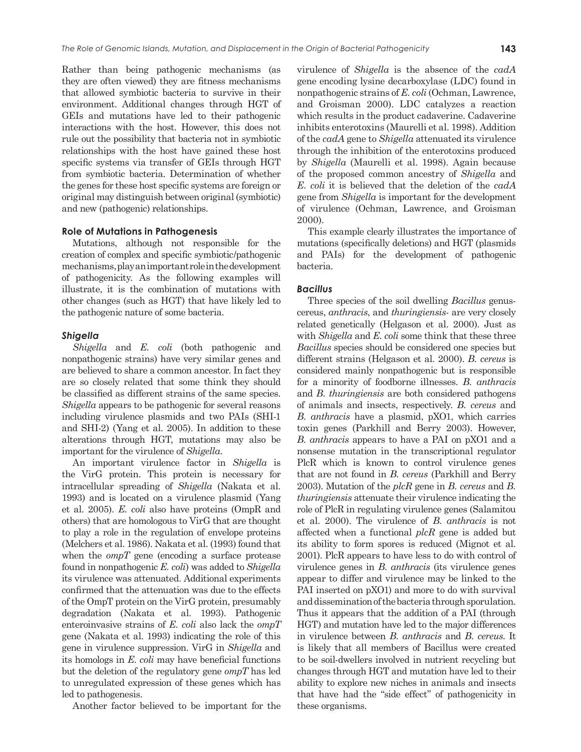Rather than being pathogenic mechanisms (as they are often viewed) they are fitness mechanisms that allowed symbiotic bacteria to survive in their environment. Additional changes through HGT of GEIs and mutations have led to their pathogenic interactions with the host. However, this does not rule out the possibility that bacteria not in symbiotic relationships with the host have gained these host specific systems via transfer of GEIs through HGT from symbiotic bacteria. Determination of whether the genes for these host specific systems are foreign or original may distinguish between original (symbiotic) and new (pathogenic) relationships.

## Role of Mutations in Pathogenesis

Mutations, although not responsible for the creation of complex and specific symbiotic/pathogenic mechanisms, play an important role in the development of pathogenicity. As the following examples will illustrate, it is the combination of mutations with other changes (such as HGT) that have likely led to the pathogenic nature of some bacteria.

### *Shigella*

*Shigella* and *E. coli* (both pathogenic and nonpathogenic strains) have very similar genes and are believed to share a common ancestor. In fact they are so closely related that some think they should be classified as different strains of the same species. *Shigella* appears to be pathogenic for several reasons including virulence plasmids and two PAIs (SHI-1 and SHI-2) (Yang et al. 2005). In addition to these alterations through HGT, mutations may also be important for the virulence of *Shigella*.

An important virulence factor in *Shigella* is the VirG protein. This protein is necessary for intracellular spreading of *Shigella* (Nakata et al. 1993) and is located on a virulence plasmid (Yang et al. 2005). *E. coli* also have proteins (OmpR and others) that are homologous to VirG that are thought to play a role in the regulation of envelope proteins (Melchers et al. 1986). Nakata et al. (1993) found that when the *ompT* gene (encoding a surface protease found in nonpathogenic *E. coli*) was added to *Shigella* its virulence was attenuated. Additional experiments confirmed that the attenuation was due to the effects of the OmpT protein on the VirG protein, presumably degradation (Nakata et al. 1993). Pathogenic enteroinvasive strains of *E. coli* also lack the *ompT* gene (Nakata et al. 1993) indicating the role of this gene in virulence suppression. VirG in *Shigella* and its homologs in *E. coli* may have beneficial functions but the deletion of the regulatory gene *ompT* has led to unregulated expression of these genes which has led to pathogenesis.

Another factor believed to be important for the virulence of *Shigella* is the absence of the *cadA* gene encoding lysine decarboxylase (LDC) found in nonpathogenic strains of *E. coli* (Ochman, Lawrence, and Groisman 2000). LDC catalyzes a reaction which results in the product cadaverine. Cadaverine inhibits enterotoxins (Maurelli et al. 1998). Addition of the *cadA* gene to *Shigella* attenuated its virulence through the inhibition of the enterotoxins produced by *Shigella* (Maurelli et al. 1998). Again because of the proposed common ancestry of *Shigella* and *E. coli* it is believed that the deletion of the *cadA* gene from *Shigella* is important for the development of virulence (Ochman, Lawrence, and Groisman 2000).

This example clearly illustrates the importance of mutations (specifically deletions) and HGT (plasmids and PAIs) for the development of pathogenic bacteria.

### *Bacillus*

Three species of the soil dwelling *Bacillus* genus-*cereus*, *anthracis*, and *thuringiensis*- are very closely related genetically (Helgason et al. 2000). Just as with *Shigella* and *E. coli* some think that these three *Bacillus* species should be considered one species but different strains (Helgason et al. 2000). *B. cereus* is considered mainly nonpathogenic but is responsible for a minority of foodborne illnesses. *B. anthracis* and *B. thuringiensis* are both considered pathogens of animals and insects, respectively. *B. cereus* and *B. anthracis* have a plasmid, pXO1, which carries toxin genes (Parkhill and Berry 2003). However, *B. anthracis* appears to have a PAI on pXO1 and a nonsense mutation in the transcriptional regulator PlcR which is known to control virulence genes that are not found in *B. cereus* (Parkhill and Berry 2003). Mutation of the *plcR* gene in *B. cereus* and *B. thuringiensis* attenuate their virulence indicating the role of PlcR in regulating virulence genes (Salamitou et al. 2000). The virulence of *B. anthracis* is not affected when a functional *plcR* gene is added but its ability to form spores is reduced (Mignot et al. 2001). PlcR appears to have less to do with control of virulence genes in *B. anthracis* (its virulence genes appear to differ and virulence may be linked to the PAI inserted on pXO1) and more to do with survival and dissemination of the bacteria through sporulation. Thus it appears that the addition of a PAI (through HGT) and mutation have led to the major differences in virulence between *B. anthracis* and *B. cereus*. It is likely that all members of Bacillus were created to be soil-dwellers involved in nutrient recycling but changes through HGT and mutation have led to their ability to explore new niches in animals and insects that have had the "side effect" of pathogenicity in these organisms.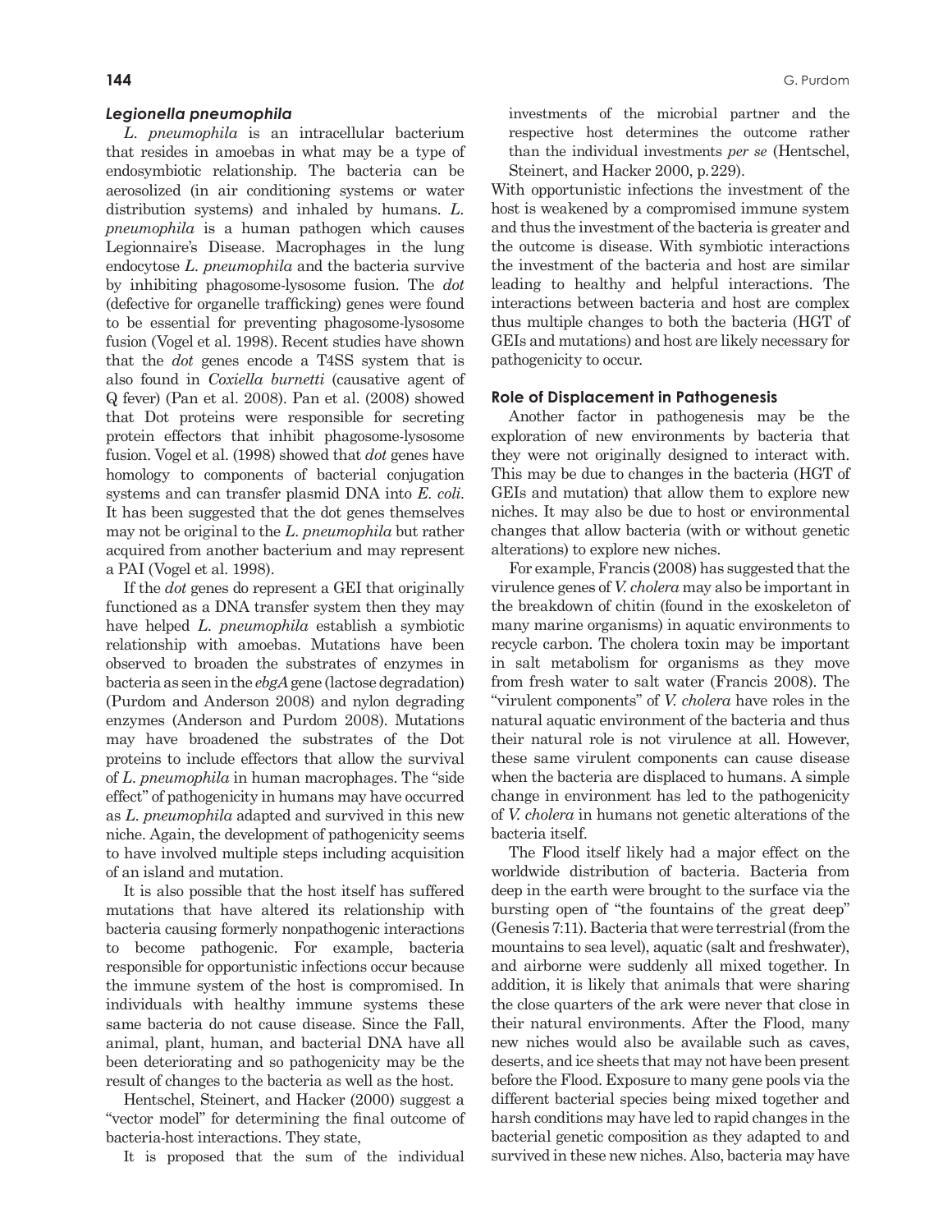### *Legionella pneumophila*

*L. pneumophila* is an intracellular bacterium that resides in amoebas in what may be a type of endosymbiotic relationship. The bacteria can be aerosolized (in air conditioning systems or water distribution systems) and inhaled by humans. *L. pneumophila* is a human pathogen which causes Legionnaire's Disease. Macrophages in the lung endocytose *L. pneumophila* and the bacteria survive by inhibiting phagosome-lysosome fusion. The *dot* (defective for organelle trafficking) genes were found to be essential for preventing phagosome-lysosome fusion (Vogel et al. 1998). Recent studies have shown that the *dot* genes encode a T4SS system that is also found in *Coxiella burnetti* (causative agent of Q fever) (Pan et al. 2008). Pan et al. (2008) showed that Dot proteins were responsible for secreting protein effectors that inhibit phagosome-lysosome fusion. Vogel et al. (1998) showed that *dot* genes have homology to components of bacterial conjugation systems and can transfer plasmid DNA into *E. coli*. It has been suggested that the dot genes themselves may not be original to the *L. pneumophila* but rather acquired from another bacterium and may represent a PAI (Vogel et al. 1998).

If the *dot* genes do represent a GEI that originally functioned as a DNA transfer system then they may have helped *L. pneumophila* establish a symbiotic relationship with amoebas. Mutations have been observed to broaden the substrates of enzymes in bacteria as seen in the *ebgA* gene (lactose degradation) (Purdom and Anderson 2008) and nylon degrading enzymes (Anderson and Purdom 2008). Mutations may have broadened the substrates of the Dot proteins to include effectors that allow the survival of *L. pneumophila* in human macrophages. The "side effect" of pathogenicity in humans may have occurred as *L. pneumophila* adapted and survived in this new niche. Again, the development of pathogenicity seems to have involved multiple steps including acquisition of an island and mutation.

It is also possible that the host itself has suffered mutations that have altered its relationship with bacteria causing formerly nonpathogenic interactions to become pathogenic. For example, bacteria responsible for opportunistic infections occur because the immune system of the host is compromised. In individuals with healthy immune systems these same bacteria do not cause disease. Since the Fall, animal, plant, human, and bacterial DNA have all been deteriorating and so pathogenicity may be the result of changes to the bacteria as well as the host.

Hentschel, Steinert, and Hacker (2000) suggest a "vector model" for determining the final outcome of bacteria-host interactions. They state,

> It is proposed that the sum of the individual investments of the microbial partner and the respective host determines the outcome rather than the individual investments *per se* (Hentschel, Steinert, and Hacker 2000, p. 229).

With opportunistic infections the investment of the host is weakened by a compromised immune system and thus the investment of the bacteria is greater and the outcome is disease. With symbiotic interactions the investment of the bacteria and host are similar leading to healthy and helpful interactions. The interactions between bacteria and host are complex thus multiple changes to both the bacteria (HGT of GEIs and mutations) and host are likely necessary for pathogenicity to occur.

### Role of Displacement in Pathogenesis

Another factor in pathogenesis may be the exploration of new environments by bacteria that they were not originally designed to interact with. This may be due to changes in the bacteria (HGT of GEIs and mutation) that allow them to explore new niches. It may also be due to host or environmental changes that allow bacteria (with or without genetic alterations) to explore new niches.

For example, Francis (2008) has suggested that the virulence genes of *V. cholera* may also be important in the breakdown of chitin (found in the exoskeleton of many marine organisms) in aquatic environments to recycle carbon. The cholera toxin may be important in salt metabolism for organisms as they move from fresh water to salt water (Francis 2008). The "virulent components" of *V. cholera* have roles in the natural aquatic environment of the bacteria and thus their natural role is not virulence at all. However, these same virulent components can cause disease when the bacteria are displaced to humans. A simple change in environment has led to the pathogenicity of *V. cholera* in humans not genetic alterations of the bacteria itself.

The Flood itself likely had a major effect on the worldwide distribution of bacteria. Bacteria from deep in the earth were brought to the surface via the bursting open of "the fountains of the great deep" (Genesis 7:11). Bacteria that were terrestrial (from the mountains to sea level), aquatic (salt and freshwater), and airborne were suddenly all mixed together. In addition, it is likely that animals that were sharing the close quarters of the ark were never that close in their natural environments. After the Flood, many new niches would also be available such as caves, deserts, and ice sheets that may not have been present before the Flood. Exposure to many gene pools via the different bacterial species being mixed together and harsh conditions may have led to rapid changes in the bacterial genetic composition as they adapted to and survived in these new niches. Also, bacteria may have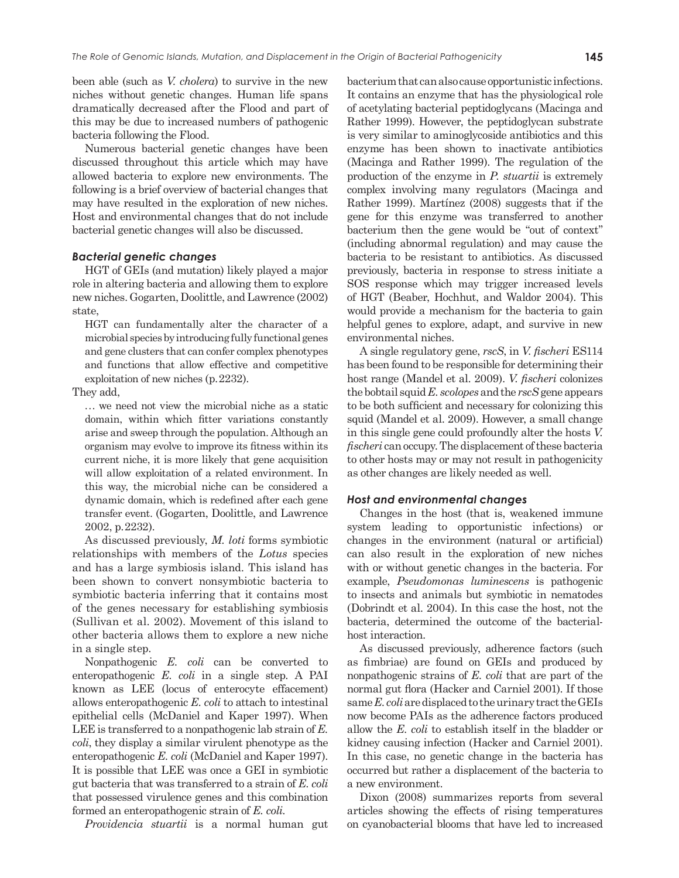been able (such as *V. cholera*) to survive in the new niches without genetic changes. Human life spans dramatically decreased after the Flood and part of this may be due to increased numbers of pathogenic bacteria following the Flood.

Numerous bacterial genetic changes have been discussed throughout this article which may have allowed bacteria to explore new environments. The following is a brief overview of bacterial changes that may have resulted in the exploration of new niches. Host and environmental changes that do not include bacterial genetic changes will also be discussed.

### *Bacterial genetic changes*

HGT of GEIs (and mutation) likely played a major role in altering bacteria and allowing them to explore new niches. Gogarten, Doolittle, and Lawrence (2002) state,

> HGT can fundamentally alter the character of a microbial species by introducing fully functional genes and gene clusters that can confer complex phenotypes and functions that allow effective and competitive exploitation of new niches (p.2232).

They add,

> … we need not view the microbial niche as a static domain, within which fitter variations constantly arise and sweep through the population. Although an organism may evolve to improve its fitness within its current niche, it is more likely that gene acquisition will allow exploitation of a related environment. In this way, the microbial niche can be considered a dynamic domain, which is redefined after each gene transfer event. (Gogarten, Doolittle, and Lawrence 2002, p.2232).

As discussed previously, *M. loti* forms symbiotic relationships with members of the *Lotus* species and has a large symbiosis island. This island has been shown to convert nonsymbiotic bacteria to symbiotic bacteria inferring that it contains most of the genes necessary for establishing symbiosis (Sullivan et al. 2002). Movement of this island to other bacteria allows them to explore a new niche in a single step.

Nonpathogenic *E. coli* can be converted to enteropathogenic *E. coli* in a single step. A PAI known as LEE (locus of enterocyte effacement) allows enteropathogenic *E. coli* to attach to intestinal epithelial cells (McDaniel and Kaper 1997). When LEE is transferred to a nonpathogenic lab strain of *E. coli*, they display a similar virulent phenotype as the enteropathogenic *E. coli* (McDaniel and Kaper 1997). It is possible that LEE was once a GEI in symbiotic gut bacteria that was transferred to a strain of *E. coli* that possessed virulence genes and this combination formed an enteropathogenic strain of *E. coli*.

*Providencia stuartii* is a normal human gut bacterium that can also cause opportunistic infections. It contains an enzyme that has the physiological role of acetylating bacterial peptidoglycans (Macinga and Rather 1999). However, the peptidoglycan substrate is very similar to aminoglycoside antibiotics and this enzyme has been shown to inactivate antibiotics (Macinga and Rather 1999). The regulation of the production of the enzyme in *P. stuartii* is extremely complex involving many regulators (Macinga and Rather 1999). Martínez (2008) suggests that if the gene for this enzyme was transferred to another bacterium then the gene would be "out of context" (including abnormal regulation) and may cause the bacteria to be resistant to antibiotics. As discussed previously, bacteria in response to stress initiate a SOS response which may trigger increased levels of HGT (Beaber, Hochhut, and Waldor 2004). This would provide a mechanism for the bacteria to gain helpful genes to explore, adapt, and survive in new environmental niches.

A single regulatory gene, *rscS*, in *V. fischeri* ES114 has been found to be responsible for determining their host range (Mandel et al. 2009). *V. fischeri* colonizes the bobtail squid *E. scolopes* and the *rscS* gene appears to be both sufficient and necessary for colonizing this squid (Mandel et al. 2009). However, a small change in this single gene could profoundly alter the hosts *V. fischeri* can occupy. The displacement of these bacteria to other hosts may or may not result in pathogenicity as other changes are likely needed as well.

### *Host and environmental changes*

Changes in the host (that is, weakened immune system leading to opportunistic infections) or changes in the environment (natural or artificial) can also result in the exploration of new niches with or without genetic changes in the bacteria. For example, *Pseudomonas luminescens* is pathogenic to insects and animals but symbiotic in nematodes (Dobrindt et al. 2004). In this case the host, not the bacteria, determined the outcome of the bacterial-host interaction.

As discussed previously, adherence factors (such as fimbriae) are found on GEIs and produced by nonpathogenic strains of *E. coli* that are part of the normal gut flora (Hacker and Carniel 2001). If those same *E. coli* are displaced to the urinary tract the GEIs now become PAIs as the adherence factors produced allow the *E. coli* to establish itself in the bladder or kidney causing infection (Hacker and Carniel 2001). In this case, no genetic change in the bacteria has occurred but rather a displacement of the bacteria to a new environment.

Dixon (2008) summarizes reports from several articles showing the effects of rising temperatures on cyanobacterial blooms that have led to increased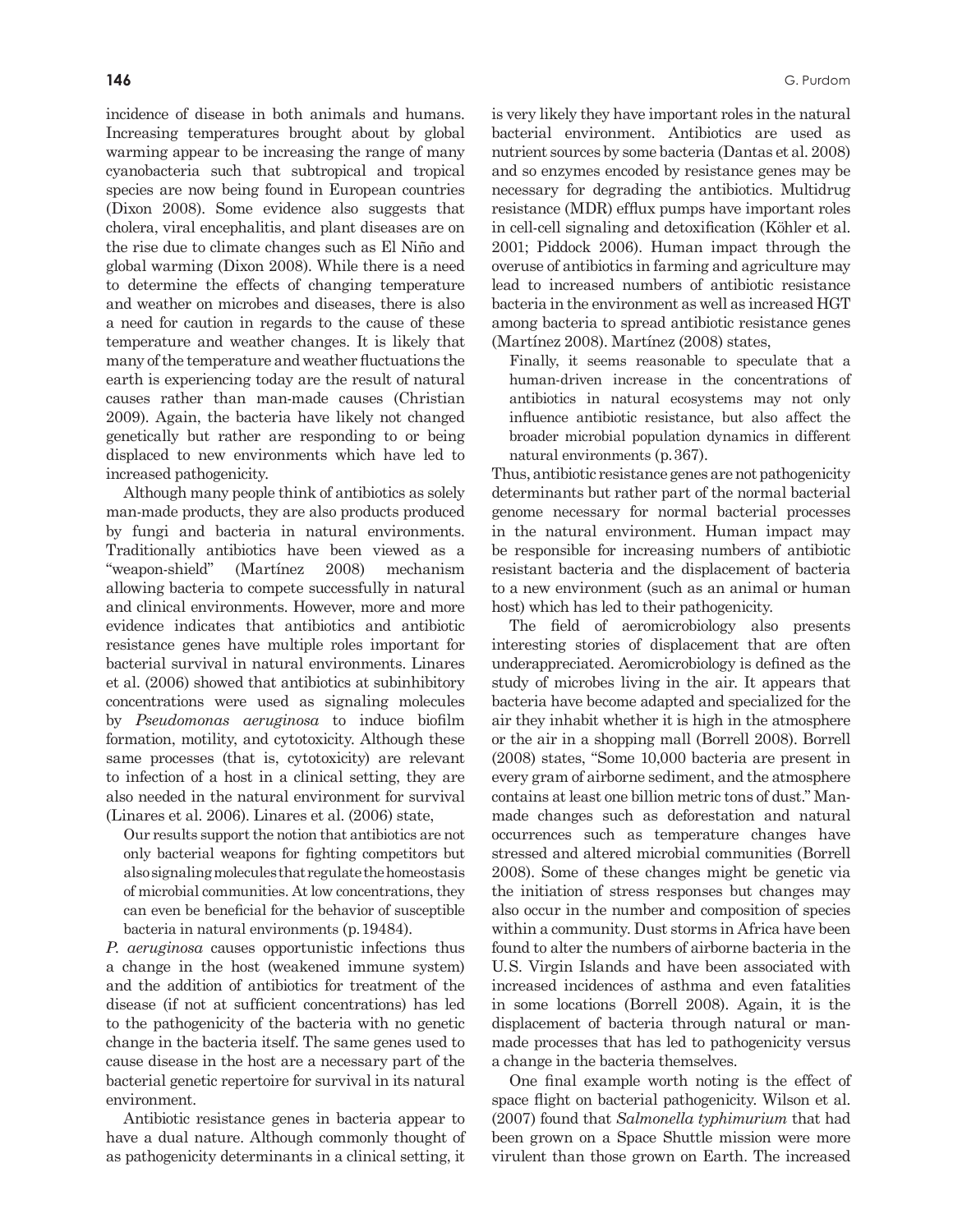incidence of disease in both animals and humans. Increasing temperatures brought about by global warming appear to be increasing the range of many cyanobacteria such that subtropical and tropical species are now being found in European countries (Dixon 2008). Some evidence also suggests that cholera, viral encephalitis, and plant diseases are on the rise due to climate changes such as El Niño and global warming (Dixon 2008). While there is a need to determine the effects of changing temperature and weather on microbes and diseases, there is also a need for caution in regards to the cause of these temperature and weather changes. It is likely that many of the temperature and weather fluctuations the earth is experiencing today are the result of natural causes rather than man-made causes (Christian 2009). Again, the bacteria have likely not changed genetically but rather are responding to or being displaced to new environments which have led to increased pathogenicity.

Although many people think of antibiotics as solely man-made products, they are also products produced by fungi and bacteria in natural environments. Traditionally antibiotics have been viewed as a "weapon-shield" (Martínez 2008) mechanism allowing bacteria to compete successfully in natural and clinical environments. However, more and more evidence indicates that antibiotics and antibiotic resistance genes have multiple roles important for bacterial survival in natural environments. Linares et al. (2006) showed that antibiotics at subinhibitory concentrations were used as signaling molecules by *Pseudomonas aeruginosa* to induce biofilm formation, motility, and cytotoxicity. Although these same processes (that is, cytotoxicity) are relevant to infection of a host in a clinical setting, they are also needed in the natural environment for survival (Linares et al. 2006). Linares et al. (2006) state,

> Our results support the notion that antibiotics are not only bacterial weapons for fighting competitors but also signaling molecules that regulate the homeostasis of microbial communities. At low concentrations, they can even be beneficial for the behavior of susceptible bacteria in natural environments (p. 19484).

*P. aeruginosa* causes opportunistic infections thus a change in the host (weakened immune system) and the addition of antibiotics for treatment of the disease (if not at sufficient concentrations) has led to the pathogenicity of the bacteria with no genetic change in the bacteria itself. The same genes used to cause disease in the host are a necessary part of the bacterial genetic repertoire for survival in its natural environment.

Antibiotic resistance genes in bacteria appear to have a dual nature. Although commonly thought of as pathogenicity determinants in a clinical setting, it is very likely they have important roles in the natural bacterial environment. Antibiotics are used as nutrient sources by some bacteria (Dantas et al. 2008) and so enzymes encoded by resistance genes may be necessary for degrading the antibiotics. Multidrug resistance (MDR) efflux pumps have important roles in cell-cell signaling and detoxification (Köhler et al. 2001; Piddock 2006). Human impact through the overuse of antibiotics in farming and agriculture may lead to increased numbers of antibiotic resistance bacteria in the environment as well as increased HGT among bacteria to spread antibiotic resistance genes (Martínez 2008). Martínez (2008) states,

> Finally, it seems reasonable to speculate that a human-driven increase in the concentrations of antibiotics in natural ecosystems may not only influence antibiotic resistance, but also affect the broader microbial population dynamics in different natural environments (p. 367).

Thus, antibiotic resistance genes are not pathogenicity determinants but rather part of the normal bacterial genome necessary for normal bacterial processes in the natural environment. Human impact may be responsible for increasing numbers of antibiotic resistant bacteria and the displacement of bacteria to a new environment (such as an animal or human host) which has led to their pathogenicity.

The field of aeromicrobiology also presents interesting stories of displacement that are often underappreciated. Aeromicrobiology is defined as the study of microbes living in the air. It appears that bacteria have become adapted and specialized for the air they inhabit whether it is high in the atmosphere or the air in a shopping mall (Borrell 2008). Borrell (2008) states, "Some 10,000 bacteria are present in every gram of airborne sediment, and the atmosphere contains at least one billion metric tons of dust." Man-made changes such as deforestation and natural occurrences such as temperature changes have stressed and altered microbial communities (Borrell 2008). Some of these changes might be genetic via the initiation of stress responses but changes may also occur in the number and composition of species within a community. Dust storms in Africa have been found to alter the numbers of airborne bacteria in the U.S. Virgin Islands and have been associated with increased incidences of asthma and even fatalities in some locations (Borrell 2008). Again, it is the displacement of bacteria through natural or man-made processes that has led to pathogenicity versus a change in the bacteria themselves.

One final example worth noting is the effect of space flight on bacterial pathogenicity. Wilson et al. (2007) found that *Salmonella typhimurium* that had been grown on a Space Shuttle mission were more virulent than those grown on Earth. The increased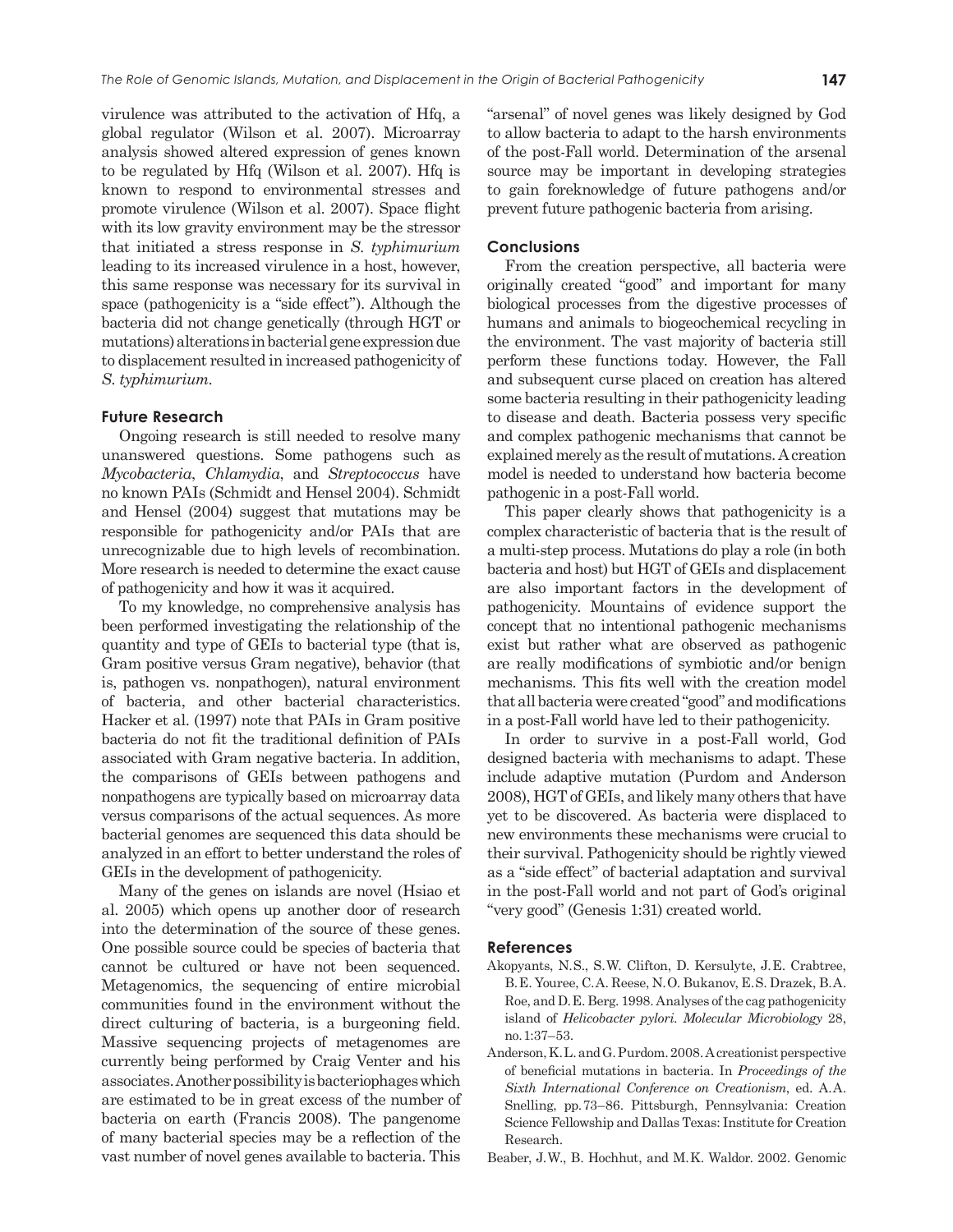virulence was attributed to the activation of Hfq, a global regulator (Wilson et al. 2007). Microarray analysis showed altered expression of genes known to be regulated by Hfq (Wilson et al. 2007). Hfq is known to respond to environmental stresses and promote virulence (Wilson et al. 2007). Space flight with its low gravity environment may be the stressor that initiated a stress response in *S. typhimurium* leading to its increased virulence in a host, however, this same response was necessary for its survival in space (pathogenicity is a "side effect"). Although the bacteria did not change genetically (through HGT or mutations) alterations in bacterial gene expression due to displacement resulted in increased pathogenicity of *S. typhimurium*.

### Future Research

Ongoing research is still needed to resolve many unanswered questions. Some pathogens such as *Mycobacteria*, *Chlamydia*, and *Streptococcus* have no known PAIs (Schmidt and Hensel 2004). Schmidt and Hensel (2004) suggest that mutations may be responsible for pathogenicity and/or PAIs that are unrecognizable due to high levels of recombination. More research is needed to determine the exact cause of pathogenicity and how it was it acquired.

To my knowledge, no comprehensive analysis has been performed investigating the relationship of the quantity and type of GEIs to bacterial type (that is, Gram positive versus Gram negative), behavior (that is, pathogen vs. nonpathogen), natural environment of bacteria, and other bacterial characteristics. Hacker et al. (1997) note that PAIs in Gram positive bacteria do not fit the traditional definition of PAIs associated with Gram negative bacteria. In addition, the comparisons of GEIs between pathogens and nonpathogens are typically based on microarray data versus comparisons of the actual sequences. As more bacterial genomes are sequenced this data should be analyzed in an effort to better understand the roles of GEIs in the development of pathogenicity.

Many of the genes on islands are novel (Hsiao et al. 2005) which opens up another door of research into the determination of the source of these genes. One possible source could be species of bacteria that cannot be cultured or have not been sequenced. Metagenomics, the sequencing of entire microbial communities found in the environment without the direct culturing of bacteria, is a burgeoning field. Massive sequencing projects of metagenomes are currently being performed by Craig Venter and his associates. Another possibility is bacteriophages which are estimated to be in great excess of the number of bacteria on earth (Francis 2008). The pangenome of many bacterial species may be a reflection of the vast number of novel genes available to bacteria. This "arsenal" of novel genes was likely designed by God to allow bacteria to adapt to the harsh environments of the post-Fall world. Determination of the arsenal source may be important in developing strategies to gain foreknowledge of future pathogens and/or prevent future pathogenic bacteria from arising.

### Conclusions

From the creation perspective, all bacteria were originally created "good" and important for many biological processes from the digestive processes of humans and animals to biogeochemical recycling in the environment. The vast majority of bacteria still perform these functions today. However, the Fall and subsequent curse placed on creation has altered some bacteria resulting in their pathogenicity leading to disease and death. Bacteria possess very specific and complex pathogenic mechanisms that cannot be explained merely as the result of mutations. A creation model is needed to understand how bacteria become pathogenic in a post-Fall world.

This paper clearly shows that pathogenicity is a complex characteristic of bacteria that is the result of a multi-step process. Mutations do play a role (in both bacteria and host) but HGT of GEIs and displacement are also important factors in the development of pathogenicity. Mountains of evidence support the concept that no intentional pathogenic mechanisms exist but rather what are observed as pathogenic are really modifications of symbiotic and/or benign mechanisms. This fits well with the creation model that all bacteria were created "good" and modifications in a post-Fall world have led to their pathogenicity.

In order to survive in a post-Fall world, God designed bacteria with mechanisms to adapt. These include adaptive mutation (Purdom and Anderson 2008), HGT of GEIs, and likely many others that have yet to be discovered. As bacteria were displaced to new environments these mechanisms were crucial to their survival. Pathogenicity should be rightly viewed as a "side effect" of bacterial adaptation and survival in the post-Fall world and not part of God's original "very good" (Genesis 1:31) created world.

### References

Akopyants, N.S., S.W. Clifton, D. Kersulyte, J.E. Crabtree, B.E. Youree, C.A. Reese, N.O. Bukanov, E.S. Drazek, B.A. Roe, and D.E. Berg. 1998. Analyses of the cag pathogenicity island of *Helicobacter pylori*. *Molecular Microbiology* 28, no. 1:37–53.

Anderson, K.L. and G. Purdom. 2008. A creationist perspective of beneficial mutations in bacteria. In *Proceedings of the Sixth International Conference on Creationism*, ed. A.A. Snelling, pp. 73–86. Pittsburgh, Pennsylvania: Creation Science Fellowship and Dallas Texas: Institute for Creation Research.

Beaber, J.W., B. Hochhut, and M.K. Waldor. 2002. Genomic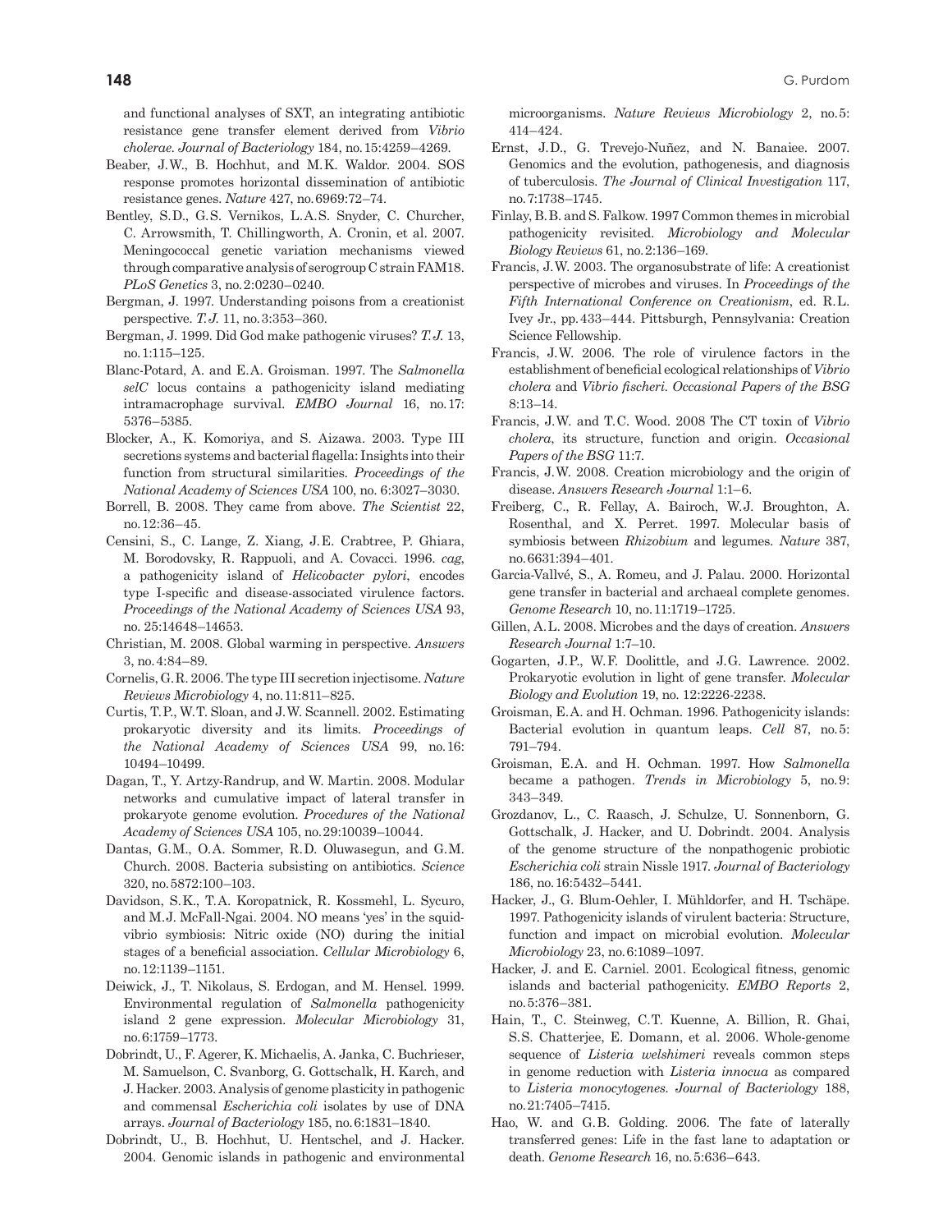and functional analyses of SXT, an integrating antibiotic resistance gene transfer element derived from *Vibrio cholerae*. *Journal of Bacteriology* 184, no. 15:4259–4269.

Beaber, J.W., B. Hochhut, and M.K. Waldor. 2004. SOS response promotes horizontal dissemination of antibiotic resistance genes. *Nature* 427, no. 6969:72–74.

Bentley, S.D., G.S. Vernikos, L.A.S. Snyder, C. Churcher, C. Arrowsmith, T. Chillingworth, A. Cronin, et al. 2007. Meningococcal genetic variation mechanisms viewed through comparative analysis of serogroup C strain FAM18. *PLoS Genetics* 3, no. 2:0230–0240.

Bergman, J. 1997. Understanding poisons from a creationist perspective. *T.J.* 11, no. 3:353–360.

Bergman, J. 1999. Did God make pathogenic viruses? *T.J.* 13, no. 1:115–125.

Blanc-Potard, A. and E.A. Groisman. 1997. The *Salmonella selC* locus contains a pathogenicity island mediating intramacrophage survival. *EMBO Journal* 16, no. 17: 5376–5385.

Blocker, A., K. Komoriya, and S. Aizawa. 2003. Type III secretions systems and bacterial flagella: Insights into their function from structural similarities. *Proceedings of the National Academy of Sciences USA* 100, no. 6:3027–3030.

Borrell, B. 2008. They came from above. *The Scientist* 22, no. 12:36–45.

Censini, S., C. Lange, Z. Xiang, J.E. Crabtree, P. Ghiara, M. Borodovsky, R. Rappuoli, and A. Covacci. 1996. *cag*, a pathogenicity island of *Helicobacter pylori*, encodes type I-specific and disease-associated virulence factors. *Proceedings of the National Academy of Sciences USA* 93, no. 25:14648–14653.

Christian, M. 2008. Global warming in perspective. *Answers* 3, no. 4:84–89.

Cornelis, G.R. 2006. The type III secretion injectisome. *Nature Reviews Microbiology* 4, no. 11:811–825.

Curtis, T.P., W.T. Sloan, and J.W. Scannell. 2002. Estimating prokaryotic diversity and its limits. *Proceedings of the National Academy of Sciences USA* 99, no. 16: 10494–10499.

Dagan, T., Y. Artzy-Randrup, and W. Martin. 2008. Modular networks and cumulative impact of lateral transfer in prokaryote genome evolution. *Procedures of the National Academy of Sciences USA* 105, no. 29:10039–10044.

Dantas, G.M., O.A. Sommer, R.D. Oluwasegun, and G.M. Church. 2008. Bacteria subsisting on antibiotics. *Science* 320, no. 5872:100–103.

Davidson, S.K., T.A. Koropatnick, R. Kossmehl, L. Sycuro, and M.J. McFall-Ngai. 2004. NO means 'yes' in the squid-vibrio symbiosis: Nitric oxide (NO) during the initial stages of a beneficial association. *Cellular Microbiology* 6, no. 12:1139–1151.

Deiwick, J., T. Nikolaus, S. Erdogan, and M. Hensel. 1999. Environmental regulation of *Salmonella* pathogenicity island 2 gene expression. *Molecular Microbiology* 31, no. 6:1759–1773.

Dobrindt, U., F. Agerer, K. Michaelis, A. Janka, C. Buchrieser, M. Samuelson, C. Svanborg, G. Gottschalk, H. Karch, and J. Hacker. 2003. Analysis of genome plasticity in pathogenic and commensal *Escherichia coli* isolates by use of DNA arrays. *Journal of Bacteriology* 185, no. 6:1831–1840.

Dobrindt, U., B. Hochhut, U. Hentschel, and J. Hacker. 2004. Genomic islands in pathogenic and environmental microorganisms. *Nature Reviews Microbiology* 2, no. 5: 414–424.

Ernst, J.D., G. Trevejo-Nuñez, and N. Banaiee. 2007. Genomics and the evolution, pathogenesis, and diagnosis of tuberculosis. *The Journal of Clinical Investigation* 117, no. 7:1738–1745.

Finlay, B.B. and S. Falkow. 1997 Common themes in microbial pathogenicity revisited. *Microbiology and Molecular Biology Reviews* 61, no. 2:136–169.

Francis, J.W. 2003. The organosubstrate of life: A creationist perspective of microbes and viruses. In *Proceedings of the Fifth International Conference on Creationism*, ed. R.L. Ivey Jr., pp. 433–444. Pittsburgh, Pennsylvania: Creation Science Fellowship.

Francis, J.W. 2006. The role of virulence factors in the establishment of beneficial ecological relationships of *Vibrio cholera* and *Vibrio fischeri*. *Occasional Papers of the BSG* 8:13–14.

Francis, J.W. and T.C. Wood. 2008 The CT toxin of *Vibrio cholera*, its structure, function and origin. *Occasional Papers of the BSG* 11:7.

Francis, J.W. 2008. Creation microbiology and the origin of disease. *Answers Research Journal* 1:1–6.

Freiberg, C., R. Fellay, A. Bairoch, W.J. Broughton, A. Rosenthal, and X. Perret. 1997. Molecular basis of symbiosis between *Rhizobium* and legumes. *Nature* 387, no. 6631:394–401.

Garcia-Vallvé, S., A. Romeu, and J. Palau. 2000. Horizontal gene transfer in bacterial and archaeal complete genomes. *Genome Research* 10, no. 11:1719–1725.

Gillen, A.L. 2008. Microbes and the days of creation. *Answers Research Journal* 1:7–10.

Gogarten, J.P., W.F. Doolittle, and J.G. Lawrence. 2002. Prokaryotic evolution in light of gene transfer. *Molecular Biology and Evolution* 19, no. 12:2226-2238.

Groisman, E.A. and H. Ochman. 1996. Pathogenicity islands: Bacterial evolution in quantum leaps. *Cell* 87, no. 5: 791–794.

Groisman, E.A. and H. Ochman. 1997. How *Salmonella* became a pathogen. *Trends in Microbiology* 5, no. 9: 343–349.

Grozdanov, L., C. Raasch, J. Schulze, U. Sonnenborn, G. Gottschalk, J. Hacker, and U. Dobrindt. 2004. Analysis of the genome structure of the nonpathogenic probiotic *Escherichia coli* strain Nissle 1917. *Journal of Bacteriology* 186, no. 16:5432–5441.

Hacker, J., G. Blum-Oehler, I. Mühldorfer, and H. Tschäpe. 1997. Pathogenicity islands of virulent bacteria: Structure, function and impact on microbial evolution. *Molecular Microbiology* 23, no. 6:1089–1097.

Hacker, J. and E. Carniel. 2001. Ecological fitness, genomic islands and bacterial pathogenicity. *EMBO Reports* 2, no. 5:376–381.

Hain, T., C. Steinweg, C.T. Kuenne, A. Billion, R. Ghai, S.S. Chatterjee, E. Domann, et al. 2006. Whole-genome sequence of *Listeria welshimeri* reveals common steps in genome reduction with *Listeria innocua* as compared to *Listeria monocytogenes*. *Journal of Bacteriology* 188, no. 21:7405–7415.

Hao, W. and G.B. Golding. 2006. The fate of laterally transferred genes: Life in the fast lane to adaptation or death. *Genome Research* 16, no. 5:636–643.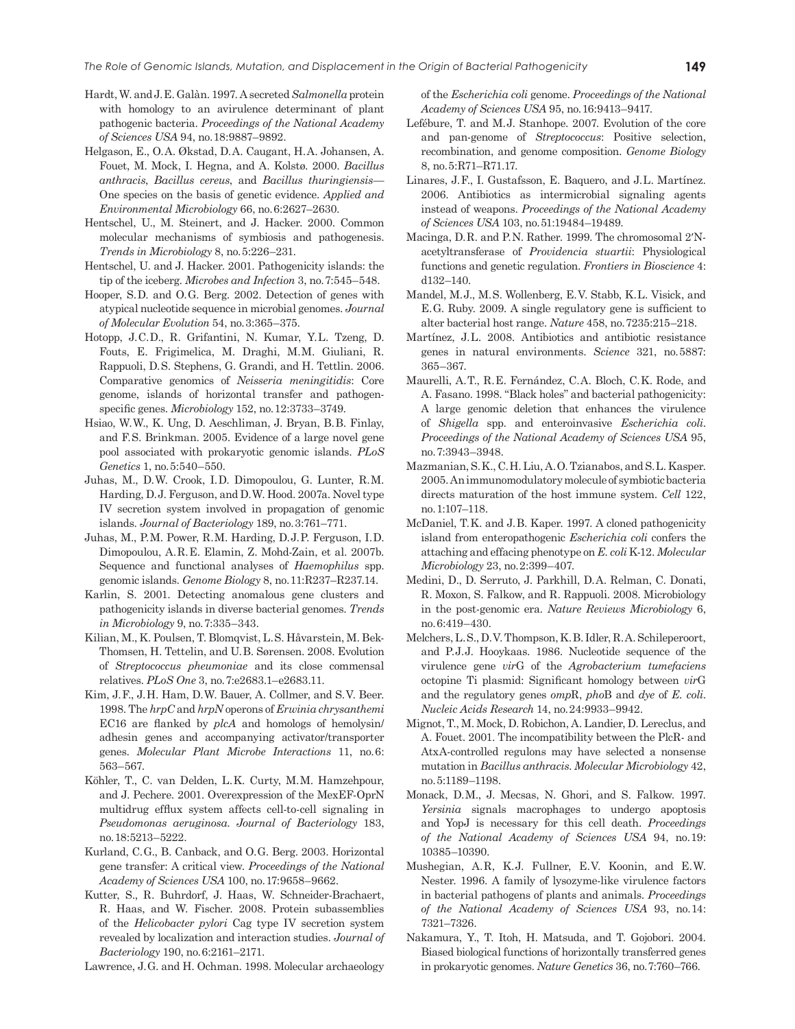Hardt, W. and J.E. Galàn. 1997. A secreted *Salmonella* protein with homology to an avirulence determinant of plant pathogenic bacteria. *Proceedings of the National Academy of Sciences USA* 94, no. 18:9887–9892.

Helgason, E., O.A. Økstad, D.A. Caugant, H.A. Johansen, A. Fouet, M. Mock, I. Hegna, and A. Kolstø. 2000. *Bacillus anthracis*, *Bacillus cereus*, and *Bacillus thuringiensis*—One species on the basis of genetic evidence. *Applied and Environmental Microbiology* 66, no. 6:2627–2630.

Hentschel, U., M. Steinert, and J. Hacker. 2000. Common molecular mechanisms of symbiosis and pathogenesis. *Trends in Microbiology* 8, no. 5:226–231.

Hentschel, U. and J. Hacker. 2001. Pathogenicity islands: the tip of the iceberg. *Microbes and Infection* 3, no. 7:545–548.

Hooper, S.D. and O.G. Berg. 2002. Detection of genes with atypical nucleotide sequence in microbial genomes. *Journal of Molecular Evolution* 54, no. 3:365–375.

Hotopp, J.C.D., R. Grifantini, N. Kumar, Y.L. Tzeng, D. Fouts, E. Frigimelica, M. Draghi, M.M. Giuliani, R. Rappuoli, D.S. Stephens, G. Grandi, and H. Tettlin. 2006. Comparative genomics of *Neisseria meningitidis*: Core genome, islands of horizontal transfer and pathogen-specific genes. *Microbiology* 152, no. 12:3733–3749.

Hsiao, W.W., K. Ung, D. Aeschliman, J. Bryan, B.B. Finlay, and F.S. Brinkman. 2005. Evidence of a large novel gene pool associated with prokaryotic genomic islands. *PLoS Genetics* 1, no. 5:540–550.

Juhas, M., D.W. Crook, I.D. Dimopoulou, G. Lunter, R.M. Harding, D.J. Ferguson, and D.W. Hood. 2007a. Novel type IV secretion system involved in propagation of genomic islands. *Journal of Bacteriology* 189, no. 3:761–771.

Juhas, M., P.M. Power, R.M. Harding, D.J.P. Ferguson, I.D. Dimopoulou, A.R.E. Elamin, Z. Mohd-Zain, et al. 2007b. Sequence and functional analyses of *Haemophilus* spp. genomic islands. *Genome Biology* 8, no. 11:R237–R237.14.

Karlin, S. 2001. Detecting anomalous gene clusters and pathogenicity islands in diverse bacterial genomes. *Trends in Microbiology* 9, no. 7:335–343.

Kilian, M., K. Poulsen, T. Blomqvist, L.S. Håvarstein, M. Bek-Thomsen, H. Tettelin, and U.B. Sørensen. 2008. Evolution of *Streptococcus pheumoniae* and its close commensal relatives. *PLoS One* 3, no. 7:e2683.1–e2683.11.

Kim, J.F., J.H. Ham, D.W. Bauer, A. Collmer, and S.V. Beer. 1998. The *hrpC* and *hrpN* operons of *Erwinia chrysanthemi* EC16 are flanked by *plcA* and homologs of hemolysin/adhesin genes and accompanying activator/transporter genes. *Molecular Plant Microbe Interactions* 11, no. 6: 563–567.

Köhler, T., C. van Delden, L.K. Curty, M.M. Hamzehpour, and J. Pechere. 2001. Overexpression of the MexEF-OprN multidrug efflux system affects cell-to-cell signaling in *Pseudomonas aeruginosa*. *Journal of Bacteriology* 183, no. 18:5213–5222.

Kurland, C.G., B. Canback, and O.G. Berg. 2003. Horizontal gene transfer: A critical view. *Proceedings of the National Academy of Sciences USA* 100, no. 17:9658–9662.

Kutter, S., R. Buhrdorf, J. Haas, W. Schneider-Brachaert, R. Haas, and W. Fischer. 2008. Protein subassemblies of the *Helicobacter pylori* Cag type IV secretion system revealed by localization and interaction studies. *Journal of Bacteriology* 190, no. 6:2161–2171.

Lawrence, J.G. and H. Ochman. 1998. Molecular archaeology of the *Escherichia coli* genome. *Proceedings of the National Academy of Sciences USA* 95, no. 16:9413–9417.

Lefébure, T. and M.J. Stanhope. 2007. Evolution of the core and pan-genome of *Streptococcus*: Positive selection, recombination, and genome composition. *Genome Biology* 8, no. 5:R71–R71.17.

Linares, J.F., I. Gustafsson, E. Baquero, and J.L. Martínez. 2006. Antibiotics as intermicrobial signaling agents instead of weapons. *Proceedings of the National Academy of Sciences USA* 103, no. 51:19484–19489.

Macinga, D.R. and P.N. Rather. 1999. The chromosomal 2′N-acetyltransferase of *Providencia stuartii*: Physiological functions and genetic regulation. *Frontiers in Bioscience* 4: d132–140.

Mandel, M.J., M.S. Wollenberg, E.V. Stabb, K.L. Visick, and E.G. Ruby. 2009. A single regulatory gene is sufficient to alter bacterial host range. *Nature* 458, no. 7235:215–218.

Martínez, J.L. 2008. Antibiotics and antibiotic resistance genes in natural environments. *Science* 321, no. 5887: 365–367.

Maurelli, A.T., R.E. Fernández, C.A. Bloch, C.K. Rode, and A. Fasano. 1998. "Black holes" and bacterial pathogenicity: A large genomic deletion that enhances the virulence of *Shigella* spp. and enteroinvasive *Escherichia coli*. *Proceedings of the National Academy of Sciences USA* 95, no. 7:3943–3948.

Mazmanian, S.K., C.H. Liu, A.O. Tzianabos, and S.L. Kasper. 2005. An immunomodulatory molecule of symbiotic bacteria directs maturation of the host immune system. *Cell* 122, no. 1:107–118.

McDaniel, T.K. and J.B. Kaper. 1997. A cloned pathogenicity island from enteropathogenic *Escherichia coli* confers the attaching and effacing phenotype on *E. coli* K-12. *Molecular Microbiology* 23, no. 2:399–407.

Medini, D., D. Serruto, J. Parkhill, D.A. Relman, C. Donati, R. Moxon, S. Falkow, and R. Rappuoli. 2008. Microbiology in the post-genomic era. *Nature Reviews Microbiology* 6, no. 6:419–430.

Melchers, L.S., D.V. Thompson, K.B. Idler, R.A. Schileperoort, and P.J.J. Hooykaas. 1986. Nucleotide sequence of the virulence gene *vir*G of the *Agrobacterium tumefaciens* octopine Ti plasmid: Significant homology between *vir*G and the regulatory genes *omp*R, *pho*B and *dye* of *E. coli*. *Nucleic Acids Research* 14, no. 24:9933–9942.

Mignot, T., M. Mock, D. Robichon, A. Landier, D. Lereclus, and A. Fouet. 2001. The incompatibility between the PlcR- and AtxA-controlled regulons may have selected a nonsense mutation in *Bacillus anthracis*. *Molecular Microbiology* 42, no. 5:1189–1198.

Monack, D.M., J. Mecsas, N. Ghori, and S. Falkow. 1997. *Yersinia* signals macrophages to undergo apoptosis and YopJ is necessary for this cell death. *Proceedings of the National Academy of Sciences USA* 94, no. 19: 10385–10390.

Mushegian, A.R, K.J. Fullner, E.V. Koonin, and E.W. Nester. 1996. A family of lysozyme-like virulence factors in bacterial pathogens of plants and animals. *Proceedings of the National Academy of Sciences USA* 93, no. 14: 7321–7326.

Nakamura, Y., T. Itoh, H. Matsuda, and T. Gojobori. 2004. Biased biological functions of horizontally transferred genes in prokaryotic genomes. *Nature Genetics* 36, no. 7:760–766.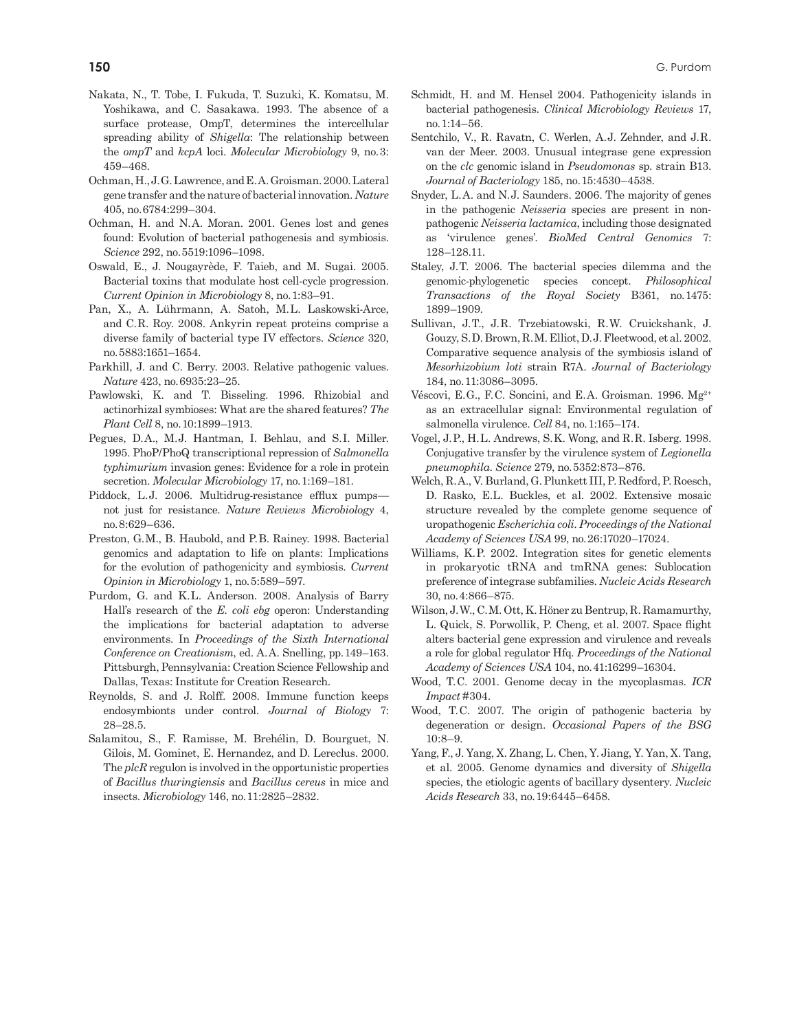Nakata, N., T. Tobe, I. Fukuda, T. Suzuki, K. Komatsu, M. Yoshikawa, and C. Sasakawa. 1993. The absence of a surface protease, OmpT, determines the intercellular spreading ability of *Shigella*: The relationship between the *ompT* and *kcpA* loci. *Molecular Microbiology* 9, no. 3: 459–468.

Ochman, H., J. G. Lawrence, and E. A. Groisman. 2000. Lateral gene transfer and the nature of bacterial innovation. *Nature* 405, no. 6784:299–304.

Ochman, H. and N. A. Moran. 2001. Genes lost and genes found: Evolution of bacterial pathogenesis and symbiosis. *Science* 292, no. 5519:1096–1098.

Oswald, E., J. Nougayrède, F. Taieb, and M. Sugai. 2005. Bacterial toxins that modulate host cell-cycle progression. *Current Opinion in Microbiology* 8, no. 1:83–91.

Pan, X., A. Lührmann, A. Satoh, M. L. Laskowski-Arce, and C. R. Roy. 2008. Ankyrin repeat proteins comprise a diverse family of bacterial type IV effectors. *Science* 320, no. 5883:1651–1654.

Parkhill, J. and C. Berry. 2003. Relative pathogenic values. *Nature* 423, no. 6935:23–25.

Pawlowski, K. and T. Bisseling. 1996. Rhizobial and actinorhizal symbioses: What are the shared features? *The Plant Cell* 8, no. 10:1899–1913.

Pegues, D. A., M. J. Hantman, I. Behlau, and S. I. Miller. 1995. PhoP/PhoQ transcriptional repression of *Salmonella typhimurium* invasion genes: Evidence for a role in protein secretion. *Molecular Microbiology* 17, no. 1:169–181.

Piddock, L. J. 2006. Multidrug-resistance efflux pumps—not just for resistance. *Nature Reviews Microbiology* 4, no. 8:629–636.

Preston, G. M., B. Haubold, and P. B. Rainey. 1998. Bacterial genomics and adaptation to life on plants: Implications for the evolution of pathogenicity and symbiosis. *Current Opinion in Microbiology* 1, no. 5:589–597.

Purdom, G. and K. L. Anderson. 2008. Analysis of Barry Hall's research of the *E. coli ebg* operon: Understanding the implications for bacterial adaptation to adverse environments. In *Proceedings of the Sixth International Conference on Creationism*, ed. A. A. Snelling, pp. 149–163. Pittsburgh, Pennsylvania: Creation Science Fellowship and Dallas, Texas: Institute for Creation Research.

Reynolds, S. and J. Rolff. 2008. Immune function keeps endosymbionts under control. *Journal of Biology* 7: 28–28.5.

Salamitou, S., F. Ramisse, M. Brehélin, D. Bourguet, N. Gilois, M. Gominet, E. Hernandez, and D. Lereclus. 2000. The *plcR* regulon is involved in the opportunistic properties of *Bacillus thuringiensis* and *Bacillus cereus* in mice and insects. *Microbiology* 146, no. 11:2825–2832.

Schmidt, H. and M. Hensel 2004. Pathogenicity islands in bacterial pathogenesis. *Clinical Microbiology Reviews* 17, no. 1:14–56.

Sentchilo, V., R. Ravatn, C. Werlen, A. J. Zehnder, and J. R. van der Meer. 2003. Unusual integrase gene expression on the *clc* genomic island in *Pseudomonas* sp. strain B13. *Journal of Bacteriology* 185, no. 15:4530–4538.

Snyder, L. A. and N. J. Saunders. 2006. The majority of genes in the pathogenic *Neisseria* species are present in non-pathogenic *Neisseria lactamica*, including those designated as 'virulence genes'. *BioMed Central Genomics* 7: 128–128.11.

Staley, J. T. 2006. The bacterial species dilemma and the genomic-phylogenetic species concept. *Philosophical Transactions of the Royal Society* B361, no. 1475: 1899–1909.

Sullivan, J. T., J. R. Trzebiatowski, R. W. Cruickshank, J. Gouzy, S. D. Brown, R. M. Elliot, D. J. Fleetwood, et al. 2002. Comparative sequence analysis of the symbiosis island of *Mesorhizobium loti* strain R7A. *Journal of Bacteriology* 184, no. 11:3086–3095.

Véscovi, E. G., F. C. Soncini, and E. A. Groisman. 1996. $Mg^{2+}$ as an extracellular signal: Environmental regulation of salmonella virulence. *Cell* 84, no. 1:165–174.

Vogel, J. P., H. L. Andrews, S. K. Wong, and R. R. Isberg. 1998. Conjugative transfer by the virulence system of *Legionella pneumophila*. *Science* 279, no. 5352:873–876.

Welch, R. A., V. Burland, G. Plunkett III, P. Redford, P. Roesch, D. Rasko, E. L. Buckles, et al. 2002. Extensive mosaic structure revealed by the complete genome sequence of uropathogenic *Escherichia coli*. *Proceedings of the National Academy of Sciences USA* 99, no. 26:17020–17024.

Williams, K. P. 2002. Integration sites for genetic elements in prokaryotic tRNA and tmRNA genes: Sublocation preference of integrase subfamilies. *Nucleic Acids Research* 30, no. 4:866–875.

Wilson, J. W., C. M. Ott, K. Höner zu Bentrup, R. Ramamurthy, L. Quick, S. Porwollik, P. Cheng, et al. 2007. Space flight alters bacterial gene expression and virulence and reveals a role for global regulator Hfq. *Proceedings of the National Academy of Sciences USA* 104, no. 41:16299–16304.

Wood, T. C. 2001. Genome decay in the mycoplasmas. *ICR Impact* #304.

Wood, T. C. 2007. The origin of pathogenic bacteria by degeneration or design. *Occasional Papers of the BSG* 10:8–9.

Yang, F., J. Yang, X. Zhang, L. Chen, Y. Jiang, Y. Yan, X. Tang, et al. 2005. Genome dynamics and diversity of *Shigella* species, the etiologic agents of bacillary dysentery. *Nucleic Acids Research* 33, no. 19:6445–6458.